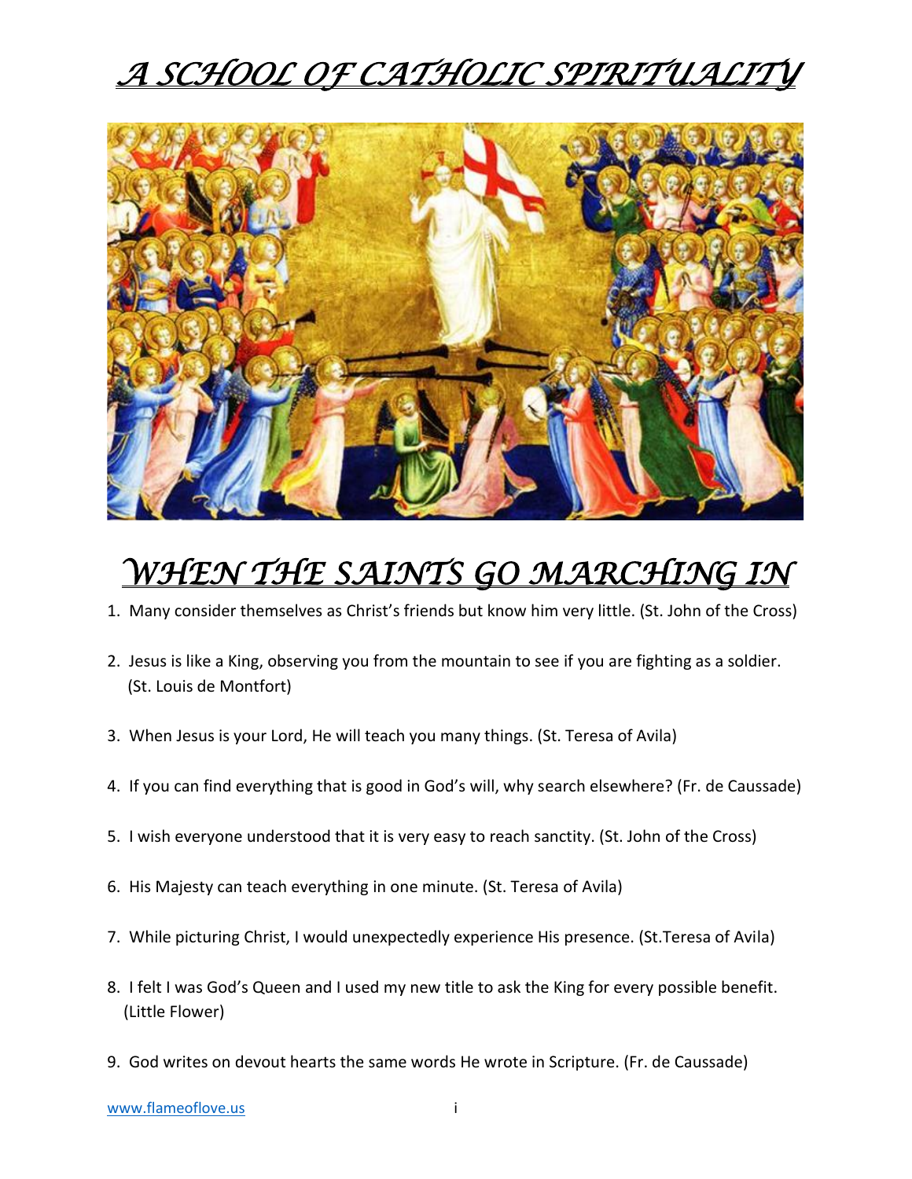# *A SCHOOL OF CATHOLIC SPIRITUALITY*

## *WHEN THE SAINTS GO MARCHING IN*

1. Many consider themselves as Christ's friends but know him very little. (St. John of the Cross)

2. Jesus is like a King, observing you from the mountain to see if you are fighting as a soldier. (St. Louis de Montfort)

3. When Jesus is your Lord, He will teach you many things. (St. Teresa of Avila)

4. If you can find everything that is good in God's will, why search elsewhere? (Fr. de Caussade)

5. I wish everyone understood that it is very easy to reach sanctity. (St. John of the Cross)

6. His Majesty can teach everything in one minute. (St. Teresa of Avila)

7. While picturing Christ, I would unexpectedly experience His presence. (St.Teresa of Avila)

8. I felt I was God's Queen and I used my new title to ask the King for every possible benefit. (Little Flower)

9. God writes on devout hearts the same words He wrote in Scripture. (Fr. de Caussade)

www.flameoflove.us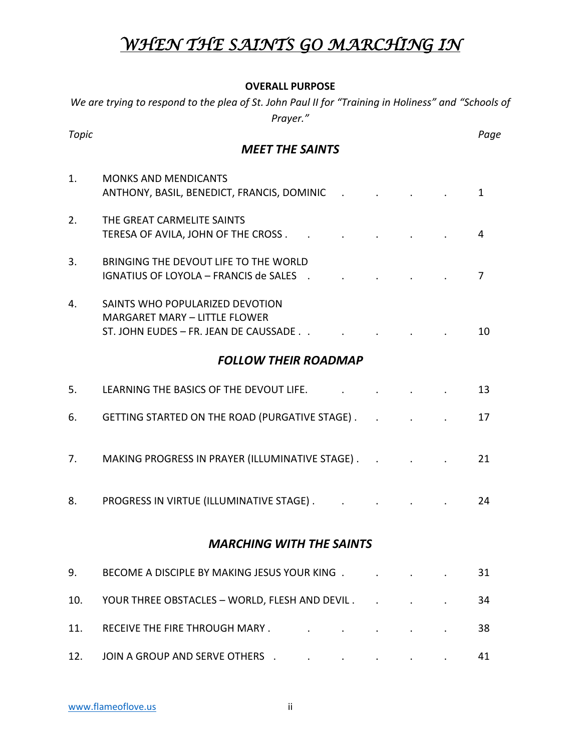# *WHEN THE SAINTS GO MARCHING IN*

**OVERALL PURPOSE**

*We are trying to respond to the plea of St. John Paul II for "Training in Holiness" and "Schools of Prayer."*

| *Topic* | | *Page* |
|---|---|---|
| | ***MEET THE SAINTS*** | |
| 1. | MONKS AND MENDICANTS<br>ANTHONY, BASIL, BENEDICT, FRANCIS, DOMINIC | 1 |
| 2. | THE GREAT CARMELITE SAINTS<br>TERESA OF AVILA, JOHN OF THE CROSS | 4 |
| 3. | BRINGING THE DEVOUT LIFE TO THE WORLD<br>IGNATIUS OF LOYOLA – FRANCIS de SALES | 7 |
| 4. | SAINTS WHO POPULARIZED DEVOTION<br>MARGARET MARY – LITTLE FLOWER<br>ST. JOHN EUDES – FR. JEAN DE CAUSSADE | 10 |
| | ***FOLLOW THEIR ROADMAP*** | |
| 5. | LEARNING THE BASICS OF THE DEVOUT LIFE | 13 |
| 6. | GETTING STARTED ON THE ROAD (PURGATIVE STAGE) | 17 |
| 7. | MAKING PROGRESS IN PRAYER (ILLUMINATIVE STAGE) | 21 |
| 8. | PROGRESS IN VIRTUE (ILLUMINATIVE STAGE) | 24 |
| | ***MARCHING WITH THE SAINTS*** | |
| 9. | BECOME A DISCIPLE BY MAKING JESUS YOUR KING | 31 |
| 10. | YOUR THREE OBSTACLES – WORLD, FLESH AND DEVIL | 34 |
| 11. | RECEIVE THE FIRE THROUGH MARY | 38 |
| 12. | JOIN A GROUP AND SERVE OTHERS | 41 |

www.flameoflove.us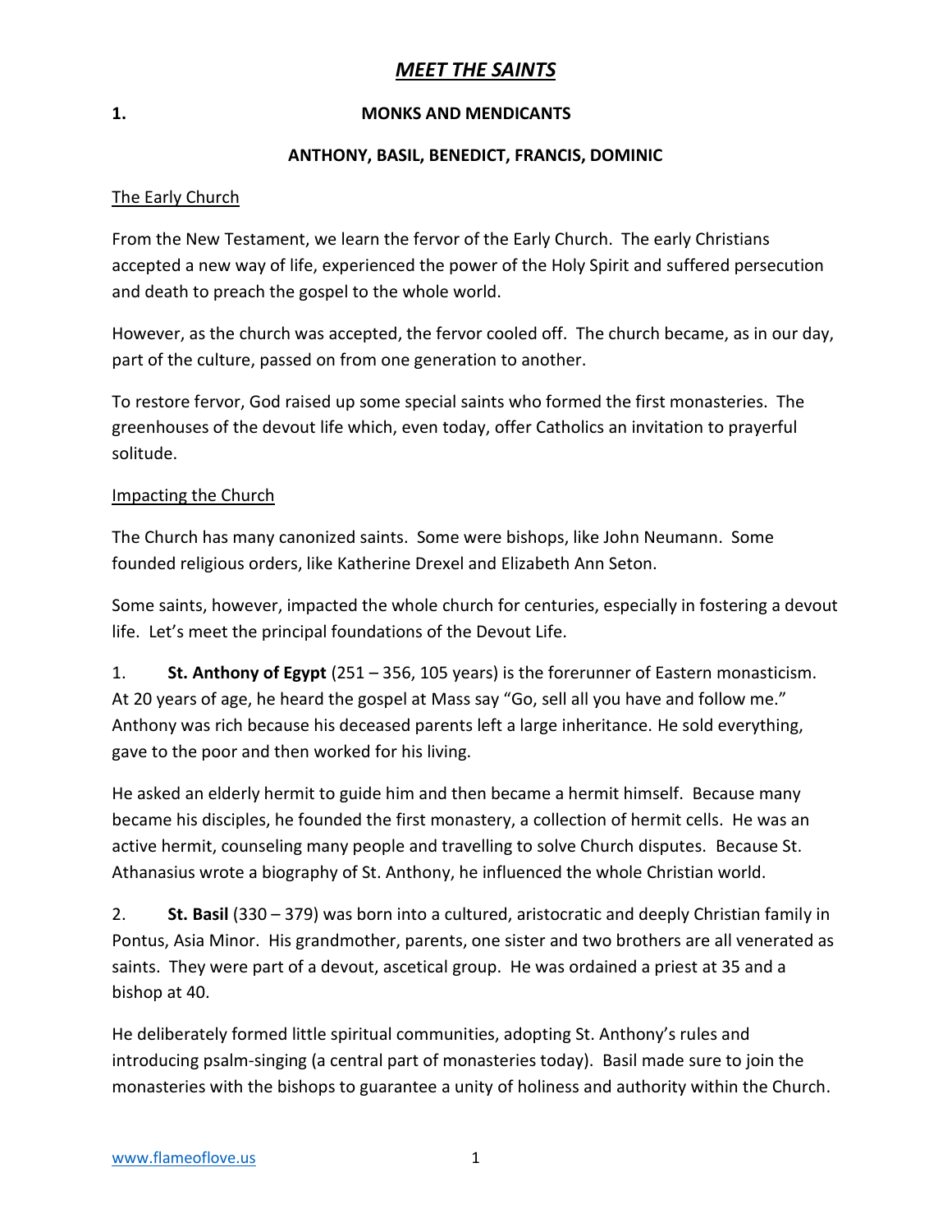# *MEET THE SAINTS*

## 1. MONKS AND MENDICANTS

### ANTHONY, BASIL, BENEDICT, FRANCIS, DOMINIC

The Early Church

From the New Testament, we learn the fervor of the Early Church. The early Christians accepted a new way of life, experienced the power of the Holy Spirit and suffered persecution and death to preach the gospel to the whole world.

However, as the church was accepted, the fervor cooled off. The church became, as in our day, part of the culture, passed on from one generation to another.

To restore fervor, God raised up some special saints who formed the first monasteries. The greenhouses of the devout life which, even today, offer Catholics an invitation to prayerful solitude.

Impacting the Church

The Church has many canonized saints. Some were bishops, like John Neumann. Some founded religious orders, like Katherine Drexel and Elizabeth Ann Seton.

Some saints, however, impacted the whole church for centuries, especially in fostering a devout life. Let's meet the principal foundations of the Devout Life.

1. **St. Anthony of Egypt** (251 – 356, 105 years) is the forerunner of Eastern monasticism. At 20 years of age, he heard the gospel at Mass say "Go, sell all you have and follow me." Anthony was rich because his deceased parents left a large inheritance. He sold everything, gave to the poor and then worked for his living.

He asked an elderly hermit to guide him and then became a hermit himself. Because many became his disciples, he founded the first monastery, a collection of hermit cells. He was an active hermit, counseling many people and travelling to solve Church disputes. Because St. Athanasius wrote a biography of St. Anthony, he influenced the whole Christian world.

2. **St. Basil** (330 – 379) was born into a cultured, aristocratic and deeply Christian family in Pontus, Asia Minor. His grandmother, parents, one sister and two brothers are all venerated as saints. They were part of a devout, ascetical group. He was ordained a priest at 35 and a bishop at 40.

He deliberately formed little spiritual communities, adopting St. Anthony's rules and introducing psalm-singing (a central part of monasteries today). Basil made sure to join the monasteries with the bishops to guarantee a unity of holiness and authority within the Church.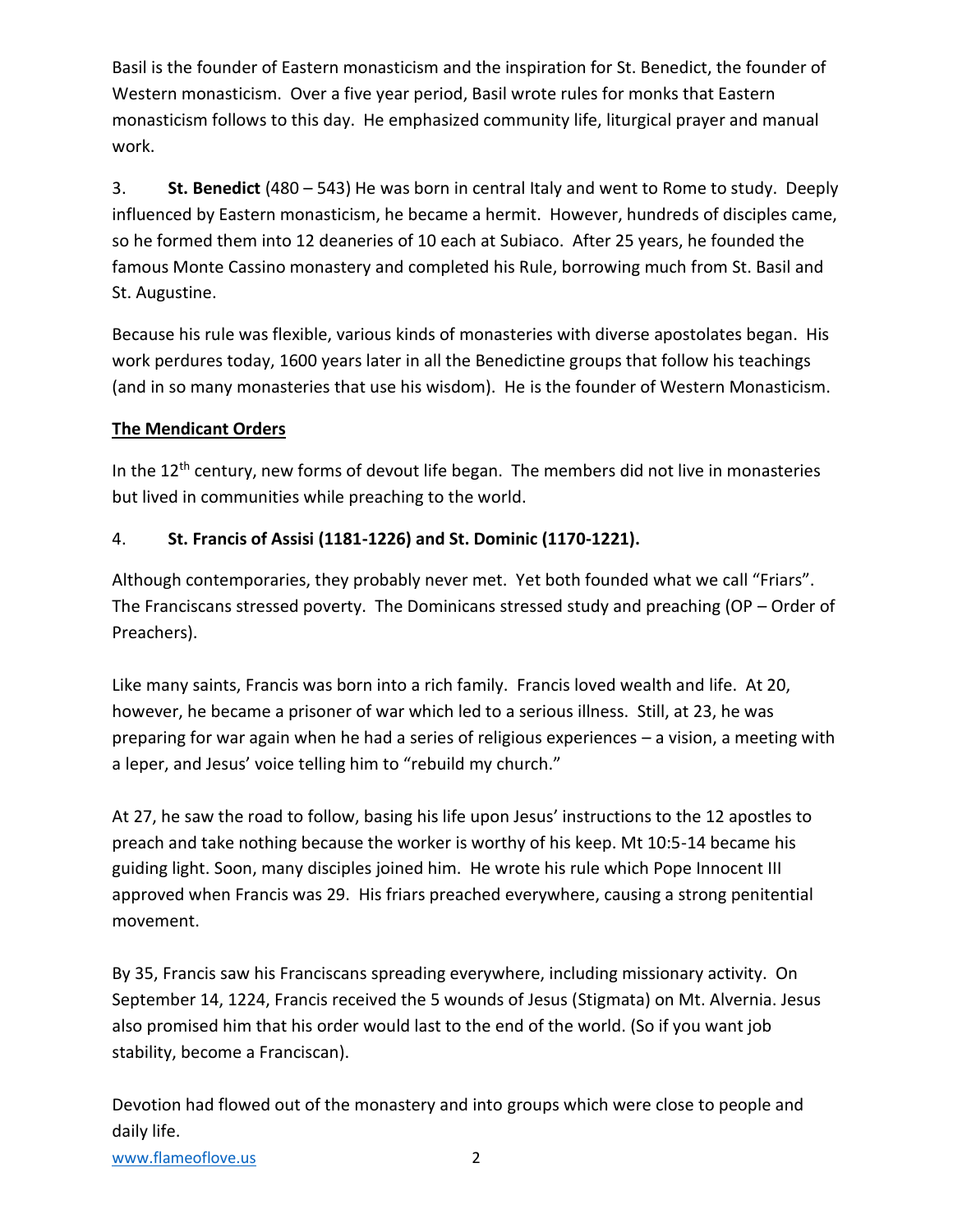Basil is the founder of Eastern monasticism and the inspiration for St. Benedict, the founder of Western monasticism. Over a five year period, Basil wrote rules for monks that Eastern monasticism follows to this day. He emphasized community life, liturgical prayer and manual work.

3. **St. Benedict** (480 – 543) He was born in central Italy and went to Rome to study. Deeply influenced by Eastern monasticism, he became a hermit. However, hundreds of disciples came, so he formed them into 12 deaneries of 10 each at Subiaco. After 25 years, he founded the famous Monte Cassino monastery and completed his Rule, borrowing much from St. Basil and St. Augustine.

Because his rule was flexible, various kinds of monasteries with diverse apostolates began. His work perdures today, 1600 years later in all the Benedictine groups that follow his teachings (and in so many monasteries that use his wisdom). He is the founder of Western Monasticism.

**The Mendicant Orders**

In the 12th century, new forms of devout life began. The members did not live in monasteries but lived in communities while preaching to the world.

4. **St. Francis of Assisi (1181-1226) and St. Dominic (1170-1221).**

Although contemporaries, they probably never met. Yet both founded what we call "Friars". The Franciscans stressed poverty. The Dominicans stressed study and preaching (OP – Order of Preachers).

Like many saints, Francis was born into a rich family. Francis loved wealth and life. At 20, however, he became a prisoner of war which led to a serious illness. Still, at 23, he was preparing for war again when he had a series of religious experiences – a vision, a meeting with a leper, and Jesus' voice telling him to "rebuild my church."

At 27, he saw the road to follow, basing his life upon Jesus' instructions to the 12 apostles to preach and take nothing because the worker is worthy of his keep. Mt 10:5-14 became his guiding light. Soon, many disciples joined him. He wrote his rule which Pope Innocent III approved when Francis was 29. His friars preached everywhere, causing a strong penitential movement.

By 35, Francis saw his Franciscans spreading everywhere, including missionary activity. On September 14, 1224, Francis received the 5 wounds of Jesus (Stigmata) on Mt. Alvernia. Jesus also promised him that his order would last to the end of the world. (So if you want job stability, become a Franciscan).

Devotion had flowed out of the monastery and into groups which were close to people and daily life.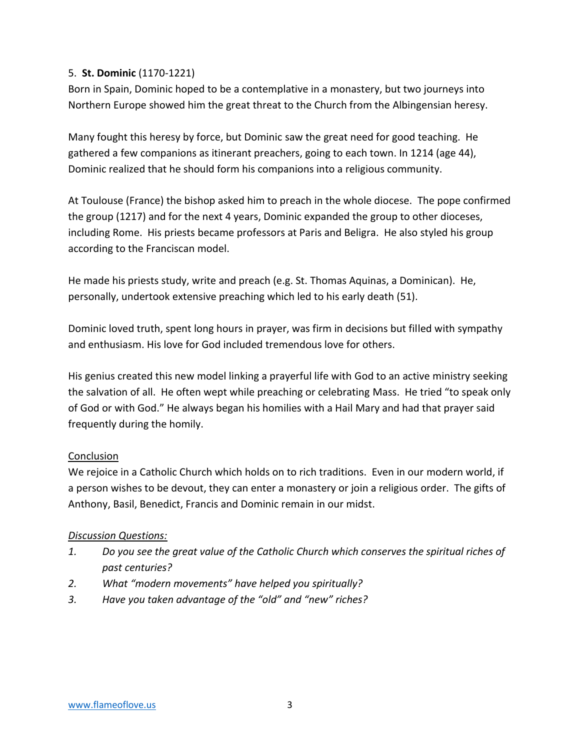5. **St. Dominic** (1170-1221)

Born in Spain, Dominic hoped to be a contemplative in a monastery, but two journeys into Northern Europe showed him the great threat to the Church from the Albingensian heresy.

Many fought this heresy by force, but Dominic saw the great need for good teaching. He gathered a few companions as itinerant preachers, going to each town. In 1214 (age 44), Dominic realized that he should form his companions into a religious community.

At Toulouse (France) the bishop asked him to preach in the whole diocese. The pope confirmed the group (1217) and for the next 4 years, Dominic expanded the group to other dioceses, including Rome. His priests became professors at Paris and Beligra. He also styled his group according to the Franciscan model.

He made his priests study, write and preach (e.g. St. Thomas Aquinas, a Dominican). He, personally, undertook extensive preaching which led to his early death (51).

Dominic loved truth, spent long hours in prayer, was firm in decisions but filled with sympathy and enthusiasm. His love for God included tremendous love for others.

His genius created this new model linking a prayerful life with God to an active ministry seeking the salvation of all. He often wept while preaching or celebrating Mass. He tried "to speak only of God or with God." He always began his homilies with a Hail Mary and had that prayer said frequently during the homily.

<u>Conclusion</u>

We rejoice in a Catholic Church which holds on to rich traditions. Even in our modern world, if a person wishes to be devout, they can enter a monastery or join a religious order. The gifts of Anthony, Basil, Benedict, Francis and Dominic remain in our midst.

*<u>Discussion Questions:</u>*

1. *Do you see the great value of the Catholic Church which conserves the spiritual riches of past centuries?*
2. *What "modern movements" have helped you spiritually?*
3. *Have you taken advantage of the "old" and "new" riches?*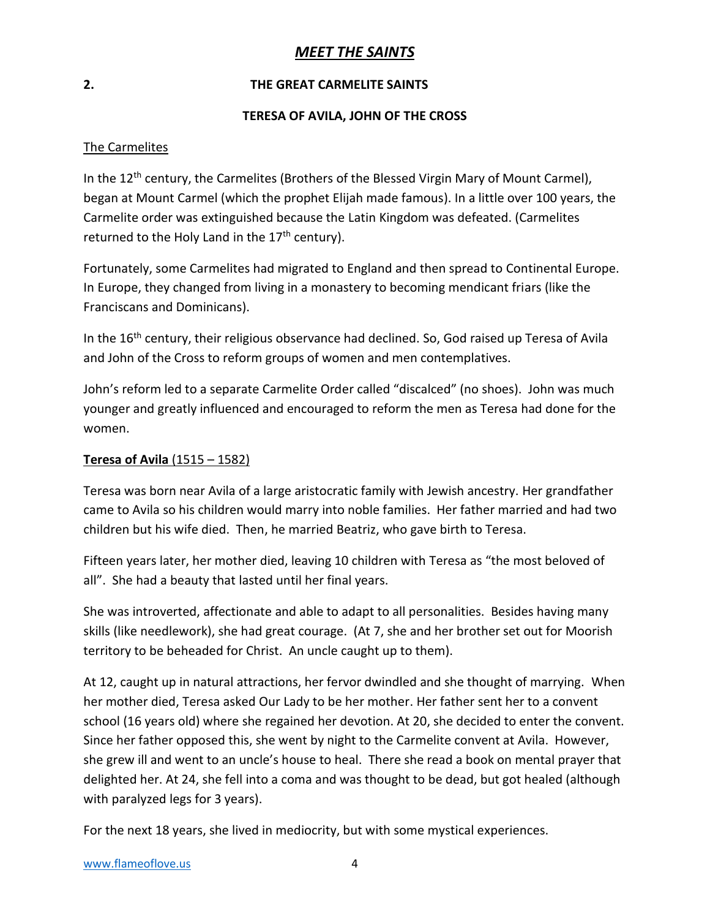# *MEET THE SAINTS*

## 2. THE GREAT CARMELITE SAINTS

### TERESA OF AVILA, JOHN OF THE CROSS

The Carmelites

In the 12th century, the Carmelites (Brothers of the Blessed Virgin Mary of Mount Carmel), began at Mount Carmel (which the prophet Elijah made famous). In a little over 100 years, the Carmelite order was extinguished because the Latin Kingdom was defeated. (Carmelites returned to the Holy Land in the 17th century).

Fortunately, some Carmelites had migrated to England and then spread to Continental Europe. In Europe, they changed from living in a monastery to becoming mendicant friars (like the Franciscans and Dominicans).

In the 16th century, their religious observance had declined. So, God raised up Teresa of Avila and John of the Cross to reform groups of women and men contemplatives.

John's reform led to a separate Carmelite Order called "discalced" (no shoes). John was much younger and greatly influenced and encouraged to reform the men as Teresa had done for the women.

**Teresa of Avila** (1515 – 1582)

Teresa was born near Avila of a large aristocratic family with Jewish ancestry. Her grandfather came to Avila so his children would marry into noble families. Her father married and had two children but his wife died. Then, he married Beatriz, who gave birth to Teresa.

Fifteen years later, her mother died, leaving 10 children with Teresa as "the most beloved of all". She had a beauty that lasted until her final years.

She was introverted, affectionate and able to adapt to all personalities. Besides having many skills (like needlework), she had great courage. (At 7, she and her brother set out for Moorish territory to be beheaded for Christ. An uncle caught up to them).

At 12, caught up in natural attractions, her fervor dwindled and she thought of marrying. When her mother died, Teresa asked Our Lady to be her mother. Her father sent her to a convent school (16 years old) where she regained her devotion. At 20, she decided to enter the convent. Since her father opposed this, she went by night to the Carmelite convent at Avila. However, she grew ill and went to an uncle's house to heal. There she read a book on mental prayer that delighted her. At 24, she fell into a coma and was thought to be dead, but got healed (although with paralyzed legs for 3 years).

For the next 18 years, she lived in mediocrity, but with some mystical experiences.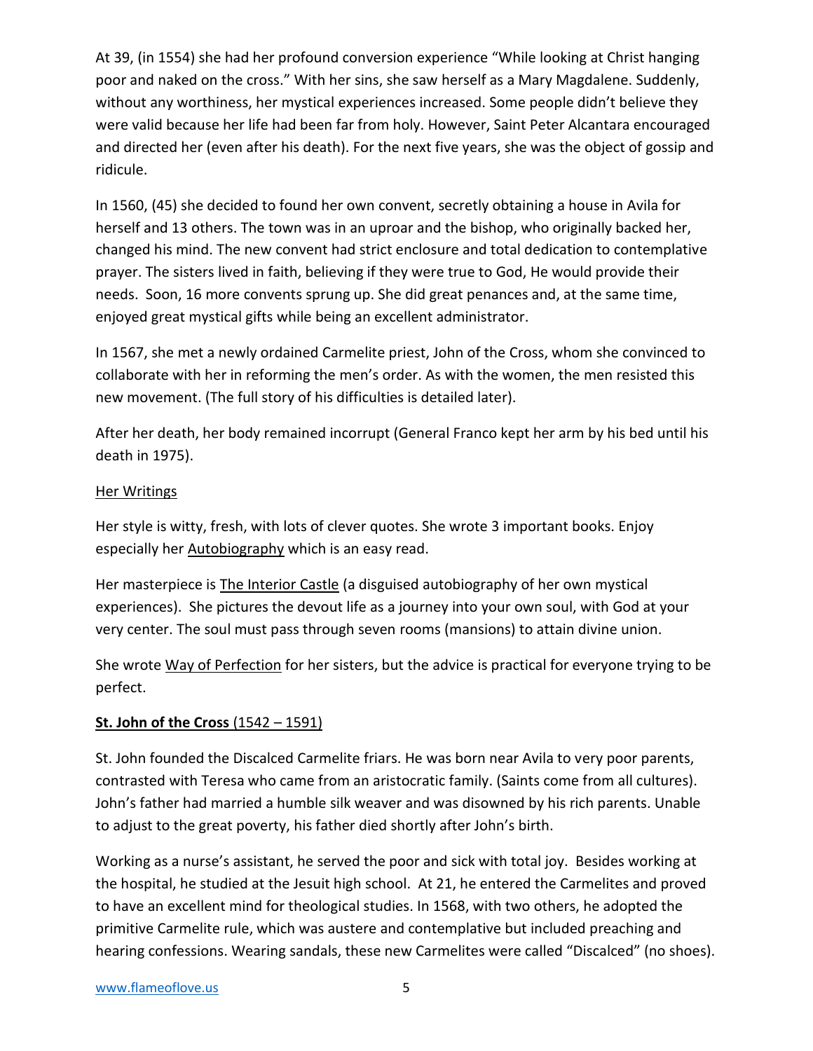At 39, (in 1554) she had her profound conversion experience "While looking at Christ hanging poor and naked on the cross." With her sins, she saw herself as a Mary Magdalene. Suddenly, without any worthiness, her mystical experiences increased. Some people didn't believe they were valid because her life had been far from holy. However, Saint Peter Alcantara encouraged and directed her (even after his death). For the next five years, she was the object of gossip and ridicule.

In 1560, (45) she decided to found her own convent, secretly obtaining a house in Avila for herself and 13 others. The town was in an uproar and the bishop, who originally backed her, changed his mind. The new convent had strict enclosure and total dedication to contemplative prayer. The sisters lived in faith, believing if they were true to God, He would provide their needs. Soon, 16 more convents sprung up. She did great penances and, at the same time, enjoyed great mystical gifts while being an excellent administrator.

In 1567, she met a newly ordained Carmelite priest, John of the Cross, whom she convinced to collaborate with her in reforming the men's order. As with the women, the men resisted this new movement. (The full story of his difficulties is detailed later).

After her death, her body remained incorrupt (General Franco kept her arm by his bed until his death in 1975).

<u>Her Writings</u>

Her style is witty, fresh, with lots of clever quotes. She wrote 3 important books. Enjoy especially her <u>Autobiography</u> which is an easy read.

Her masterpiece is <u>The Interior Castle</u> (a disguised autobiography of her own mystical experiences). She pictures the devout life as a journey into your own soul, with God at your very center. The soul must pass through seven rooms (mansions) to attain divine union.

She wrote <u>Way of Perfection</u> for her sisters, but the advice is practical for everyone trying to be perfect.

**<u>St. John of the Cross</u>** <u>(1542 – 1591)</u>

St. John founded the Discalced Carmelite friars. He was born near Avila to very poor parents, contrasted with Teresa who came from an aristocratic family. (Saints come from all cultures). John's father had married a humble silk weaver and was disowned by his rich parents. Unable to adjust to the great poverty, his father died shortly after John's birth.

Working as a nurse's assistant, he served the poor and sick with total joy. Besides working at the hospital, he studied at the Jesuit high school. At 21, he entered the Carmelites and proved to have an excellent mind for theological studies. In 1568, with two others, he adopted the primitive Carmelite rule, which was austere and contemplative but included preaching and hearing confessions. Wearing sandals, these new Carmelites were called "Discalced" (no shoes).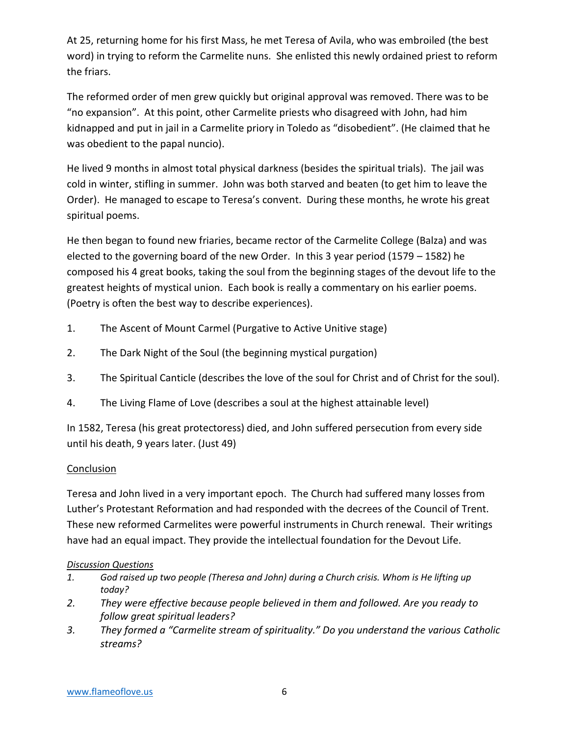At 25, returning home for his first Mass, he met Teresa of Avila, who was embroiled (the best word) in trying to reform the Carmelite nuns. She enlisted this newly ordained priest to reform the friars.

The reformed order of men grew quickly but original approval was removed. There was to be "no expansion". At this point, other Carmelite priests who disagreed with John, had him kidnapped and put in jail in a Carmelite priory in Toledo as "disobedient". (He claimed that he was obedient to the papal nuncio).

He lived 9 months in almost total physical darkness (besides the spiritual trials). The jail was cold in winter, stifling in summer. John was both starved and beaten (to get him to leave the Order). He managed to escape to Teresa's convent. During these months, he wrote his great spiritual poems.

He then began to found new friaries, became rector of the Carmelite College (Balza) and was elected to the governing board of the new Order. In this 3 year period (1579 – 1582) he composed his 4 great books, taking the soul from the beginning stages of the devout life to the greatest heights of mystical union. Each book is really a commentary on his earlier poems. (Poetry is often the best way to describe experiences).

1. The Ascent of Mount Carmel (Purgative to Active Unitive stage)
2. The Dark Night of the Soul (the beginning mystical purgation)
3. The Spiritual Canticle (describes the love of the soul for Christ and of Christ for the soul).
4. The Living Flame of Love (describes a soul at the highest attainable level)

In 1582, Teresa (his great protectoress) died, and John suffered persecution from every side until his death, 9 years later. (Just 49)

## Conclusion

Teresa and John lived in a very important epoch. The Church had suffered many losses from Luther's Protestant Reformation and had responded with the decrees of the Council of Trent. These new reformed Carmelites were powerful instruments in Church renewal. Their writings have had an equal impact. They provide the intellectual foundation for the Devout Life.

*Discussion Questions*

1. *God raised up two people (Theresa and John) during a Church crisis. Whom is He lifting up today?*
2. *They were effective because people believed in them and followed. Are you ready to follow great spiritual leaders?*
3. *They formed a "Carmelite stream of spirituality." Do you understand the various Catholic streams?*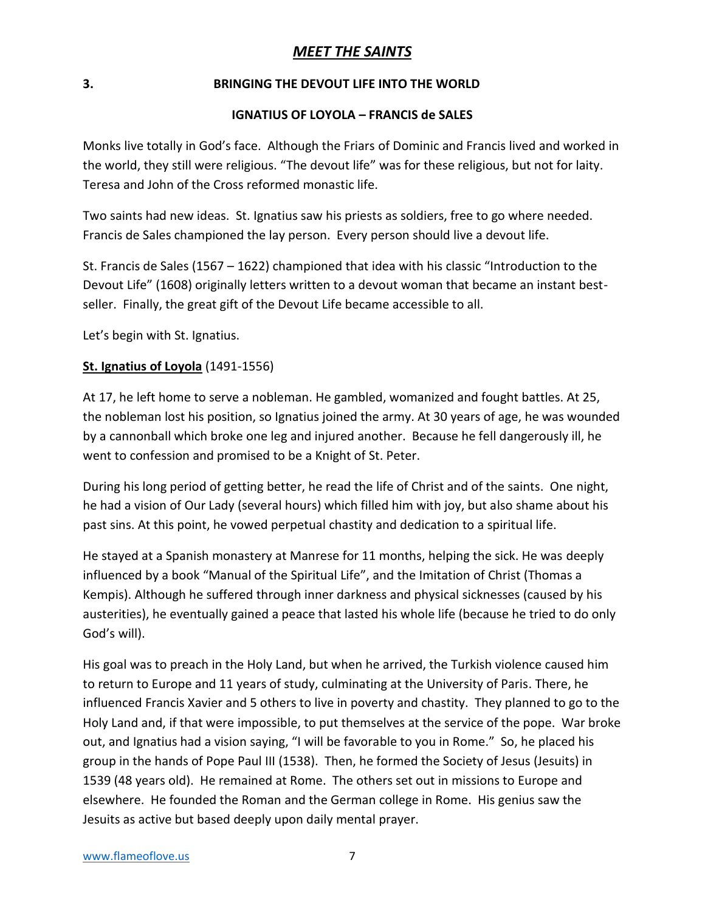# *MEET THE SAINTS*

## 3. BRINGING THE DEVOUT LIFE INTO THE WORLD

### IGNATIUS OF LOYOLA – FRANCIS de SALES

Monks live totally in God's face. Although the Friars of Dominic and Francis lived and worked in the world, they still were religious. "The devout life" was for these religious, but not for laity. Teresa and John of the Cross reformed monastic life.

Two saints had new ideas. St. Ignatius saw his priests as soldiers, free to go where needed. Francis de Sales championed the lay person. Every person should live a devout life.

St. Francis de Sales (1567 – 1622) championed that idea with his classic "Introduction to the Devout Life" (1608) originally letters written to a devout woman that became an instant best-seller. Finally, the great gift of the Devout Life became accessible to all.

Let's begin with St. Ignatius.

**St. Ignatius of Loyola** (1491-1556)

At 17, he left home to serve a nobleman. He gambled, womanized and fought battles. At 25, the nobleman lost his position, so Ignatius joined the army. At 30 years of age, he was wounded by a cannonball which broke one leg and injured another. Because he fell dangerously ill, he went to confession and promised to be a Knight of St. Peter.

During his long period of getting better, he read the life of Christ and of the saints. One night, he had a vision of Our Lady (several hours) which filled him with joy, but also shame about his past sins. At this point, he vowed perpetual chastity and dedication to a spiritual life.

He stayed at a Spanish monastery at Manrese for 11 months, helping the sick. He was deeply influenced by a book "Manual of the Spiritual Life", and the Imitation of Christ (Thomas a Kempis). Although he suffered through inner darkness and physical sicknesses (caused by his austerities), he eventually gained a peace that lasted his whole life (because he tried to do only God's will).

His goal was to preach in the Holy Land, but when he arrived, the Turkish violence caused him to return to Europe and 11 years of study, culminating at the University of Paris. There, he influenced Francis Xavier and 5 others to live in poverty and chastity. They planned to go to the Holy Land and, if that were impossible, to put themselves at the service of the pope. War broke out, and Ignatius had a vision saying, "I will be favorable to you in Rome." So, he placed his group in the hands of Pope Paul III (1538). Then, he formed the Society of Jesus (Jesuits) in 1539 (48 years old). He remained at Rome. The others set out in missions to Europe and elsewhere. He founded the Roman and the German college in Rome. His genius saw the Jesuits as active but based deeply upon daily mental prayer.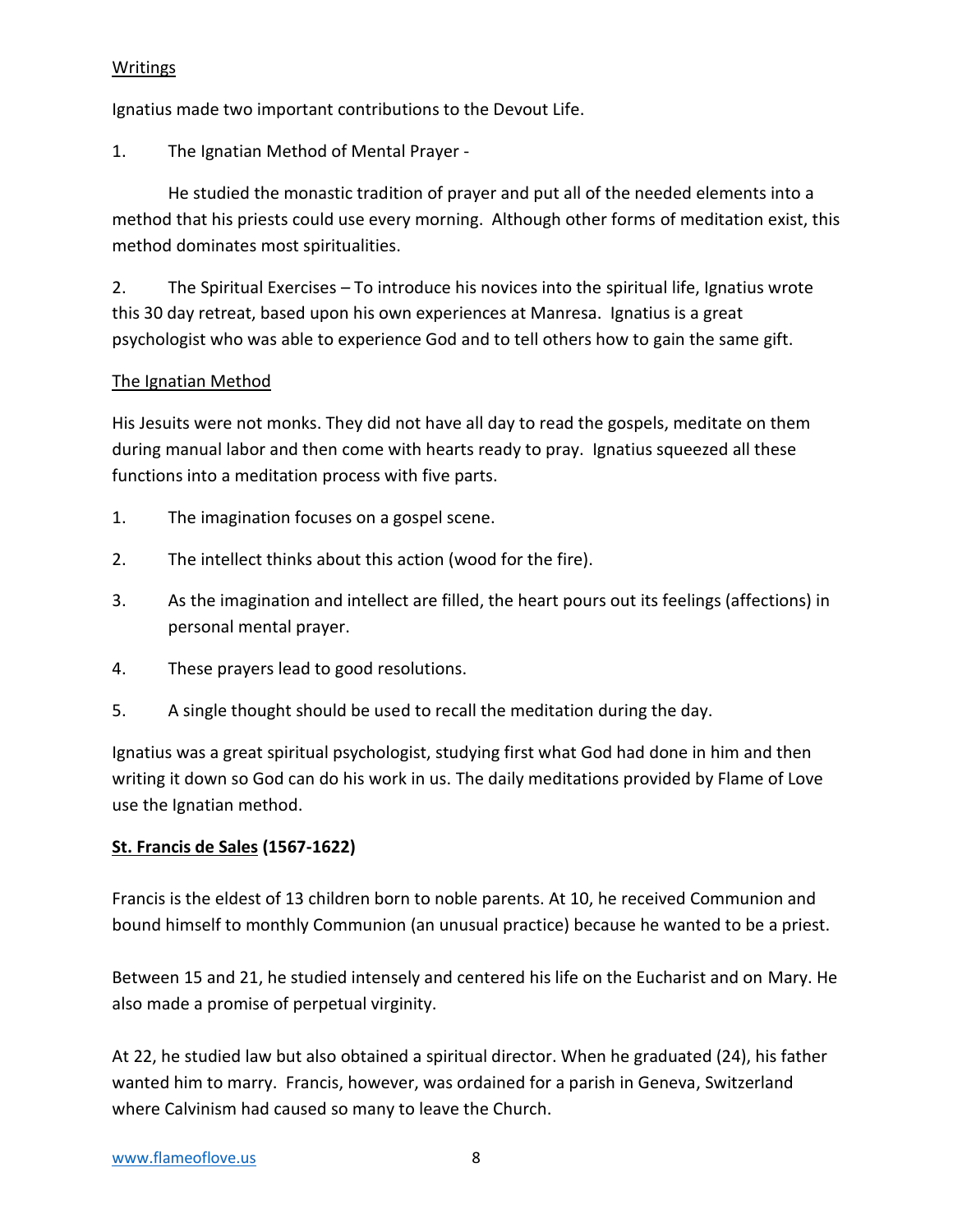Writings

Ignatius made two important contributions to the Devout Life.

1. The Ignatian Method of Mental Prayer -

   He studied the monastic tradition of prayer and put all of the needed elements into a method that his priests could use every morning. Although other forms of meditation exist, this method dominates most spiritualities.

2. The Spiritual Exercises – To introduce his novices into the spiritual life, Ignatius wrote this 30 day retreat, based upon his own experiences at Manresa. Ignatius is a great psychologist who was able to experience God and to tell others how to gain the same gift.

The Ignatian Method

His Jesuits were not monks. They did not have all day to read the gospels, meditate on them during manual labor and then come with hearts ready to pray. Ignatius squeezed all these functions into a meditation process with five parts.

1. The imagination focuses on a gospel scene.
2. The intellect thinks about this action (wood for the fire).
3. As the imagination and intellect are filled, the heart pours out its feelings (affections) in personal mental prayer.
4. These prayers lead to good resolutions.
5. A single thought should be used to recall the meditation during the day.

Ignatius was a great spiritual psychologist, studying first what God had done in him and then writing it down so God can do his work in us. The daily meditations provided by Flame of Love use the Ignatian method.

**St. Francis de Sales (1567-1622)**

Francis is the eldest of 13 children born to noble parents. At 10, he received Communion and bound himself to monthly Communion (an unusual practice) because he wanted to be a priest.

Between 15 and 21, he studied intensely and centered his life on the Eucharist and on Mary. He also made a promise of perpetual virginity.

At 22, he studied law but also obtained a spiritual director. When he graduated (24), his father wanted him to marry. Francis, however, was ordained for a parish in Geneva, Switzerland where Calvinism had caused so many to leave the Church.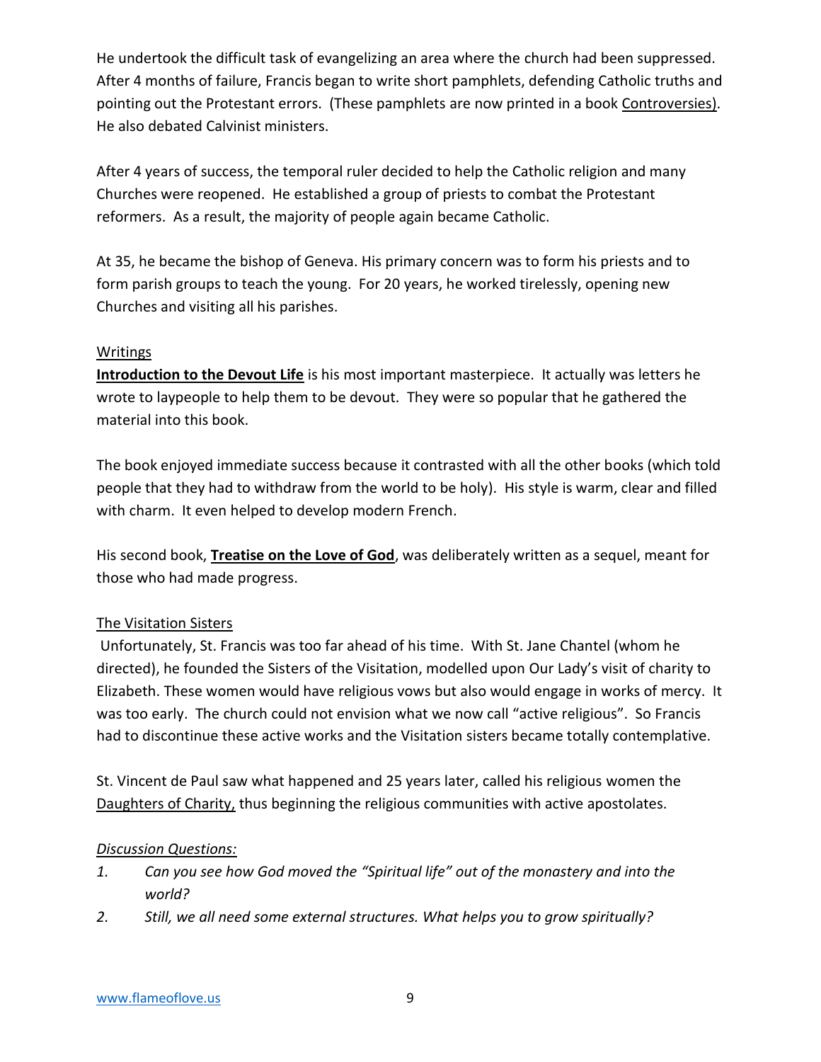He undertook the difficult task of evangelizing an area where the church had been suppressed. After 4 months of failure, Francis began to write short pamphlets, defending Catholic truths and pointing out the Protestant errors. (These pamphlets are now printed in a book Controversies). He also debated Calvinist ministers.

After 4 years of success, the temporal ruler decided to help the Catholic religion and many Churches were reopened. He established a group of priests to combat the Protestant reformers. As a result, the majority of people again became Catholic.

At 35, he became the bishop of Geneva. His primary concern was to form his priests and to form parish groups to teach the young. For 20 years, he worked tirelessly, opening new Churches and visiting all his parishes.

Writings

**Introduction to the Devout Life** is his most important masterpiece. It actually was letters he wrote to laypeople to help them to be devout. They were so popular that he gathered the material into this book.

The book enjoyed immediate success because it contrasted with all the other books (which told people that they had to withdraw from the world to be holy). His style is warm, clear and filled with charm. It even helped to develop modern French.

His second book, **Treatise on the Love of God**, was deliberately written as a sequel, meant for those who had made progress.

The Visitation Sisters

Unfortunately, St. Francis was too far ahead of his time. With St. Jane Chantel (whom he directed), he founded the Sisters of the Visitation, modelled upon Our Lady's visit of charity to Elizabeth. These women would have religious vows but also would engage in works of mercy. It was too early. The church could not envision what we now call "active religious". So Francis had to discontinue these active works and the Visitation sisters became totally contemplative.

St. Vincent de Paul saw what happened and 25 years later, called his religious women the Daughters of Charity, thus beginning the religious communities with active apostolates.

*Discussion Questions:*

1. *Can you see how God moved the "Spiritual life" out of the monastery and into the world?*
2. *Still, we all need some external structures. What helps you to grow spiritually?*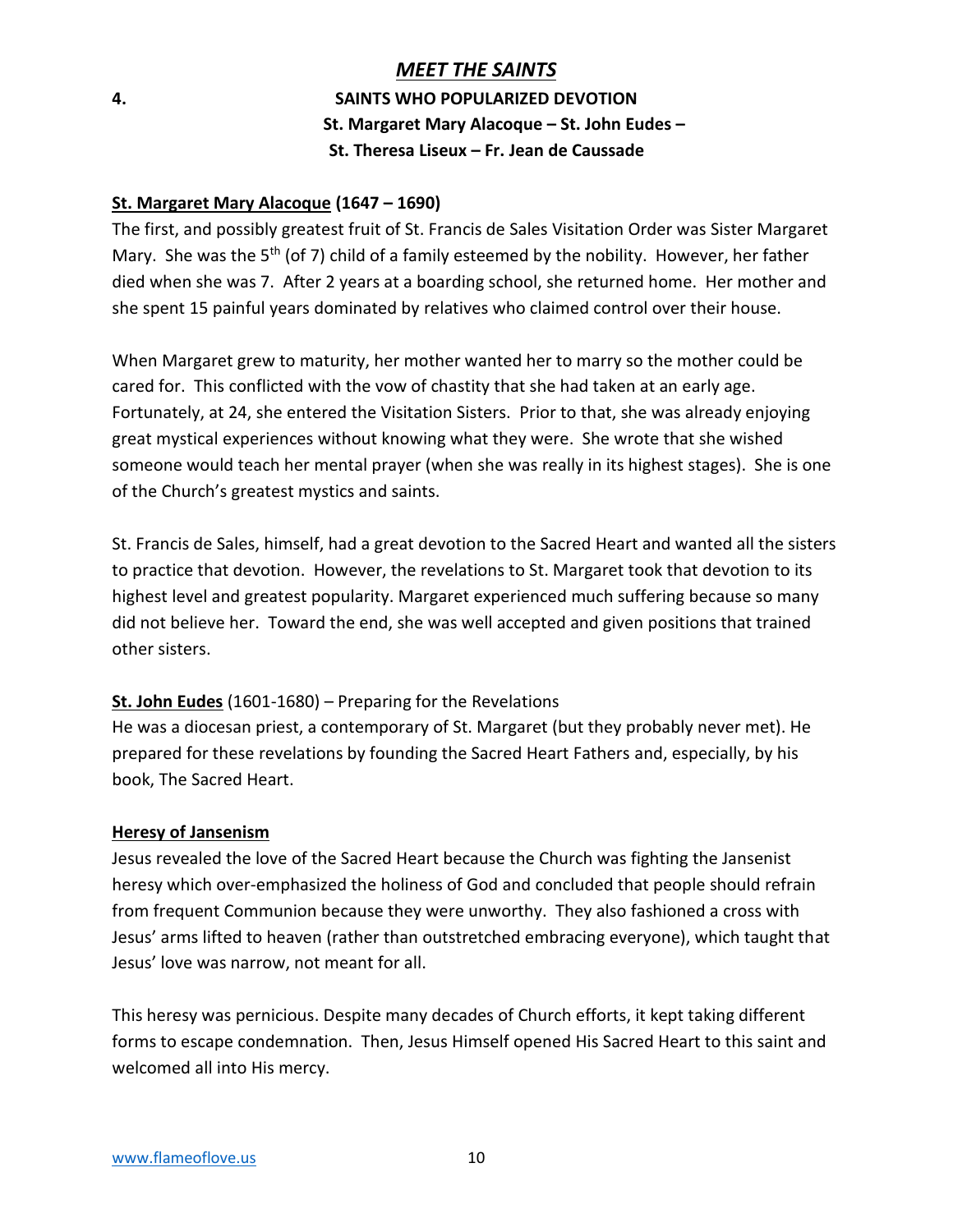# *MEET THE SAINTS*

## 4. SAINTS WHO POPULARIZED DEVOTION

**St. Margaret Mary Alacoque – St. John Eudes – St. Theresa Liseux – Fr. Jean de Caussade**

**St. Margaret Mary Alacoque (1647 – 1690)**

The first, and possibly greatest fruit of St. Francis de Sales Visitation Order was Sister Margaret Mary. She was the 5th (of 7) child of a family esteemed by the nobility. However, her father died when she was 7. After 2 years at a boarding school, she returned home. Her mother and she spent 15 painful years dominated by relatives who claimed control over their house.

When Margaret grew to maturity, her mother wanted her to marry so the mother could be cared for. This conflicted with the vow of chastity that she had taken at an early age. Fortunately, at 24, she entered the Visitation Sisters. Prior to that, she was already enjoying great mystical experiences without knowing what they were. She wrote that she wished someone would teach her mental prayer (when she was really in its highest stages). She is one of the Church's greatest mystics and saints.

St. Francis de Sales, himself, had a great devotion to the Sacred Heart and wanted all the sisters to practice that devotion. However, the revelations to St. Margaret took that devotion to its highest level and greatest popularity. Margaret experienced much suffering because so many did not believe her. Toward the end, she was well accepted and given positions that trained other sisters.

**St. John Eudes** (1601-1680) – Preparing for the Revelations

He was a diocesan priest, a contemporary of St. Margaret (but they probably never met). He prepared for these revelations by founding the Sacred Heart Fathers and, especially, by his book, The Sacred Heart.

**Heresy of Jansenism**

Jesus revealed the love of the Sacred Heart because the Church was fighting the Jansenist heresy which over-emphasized the holiness of God and concluded that people should refrain from frequent Communion because they were unworthy. They also fashioned a cross with Jesus' arms lifted to heaven (rather than outstretched embracing everyone), which taught that Jesus' love was narrow, not meant for all.

This heresy was pernicious. Despite many decades of Church efforts, it kept taking different forms to escape condemnation. Then, Jesus Himself opened His Sacred Heart to this saint and welcomed all into His mercy.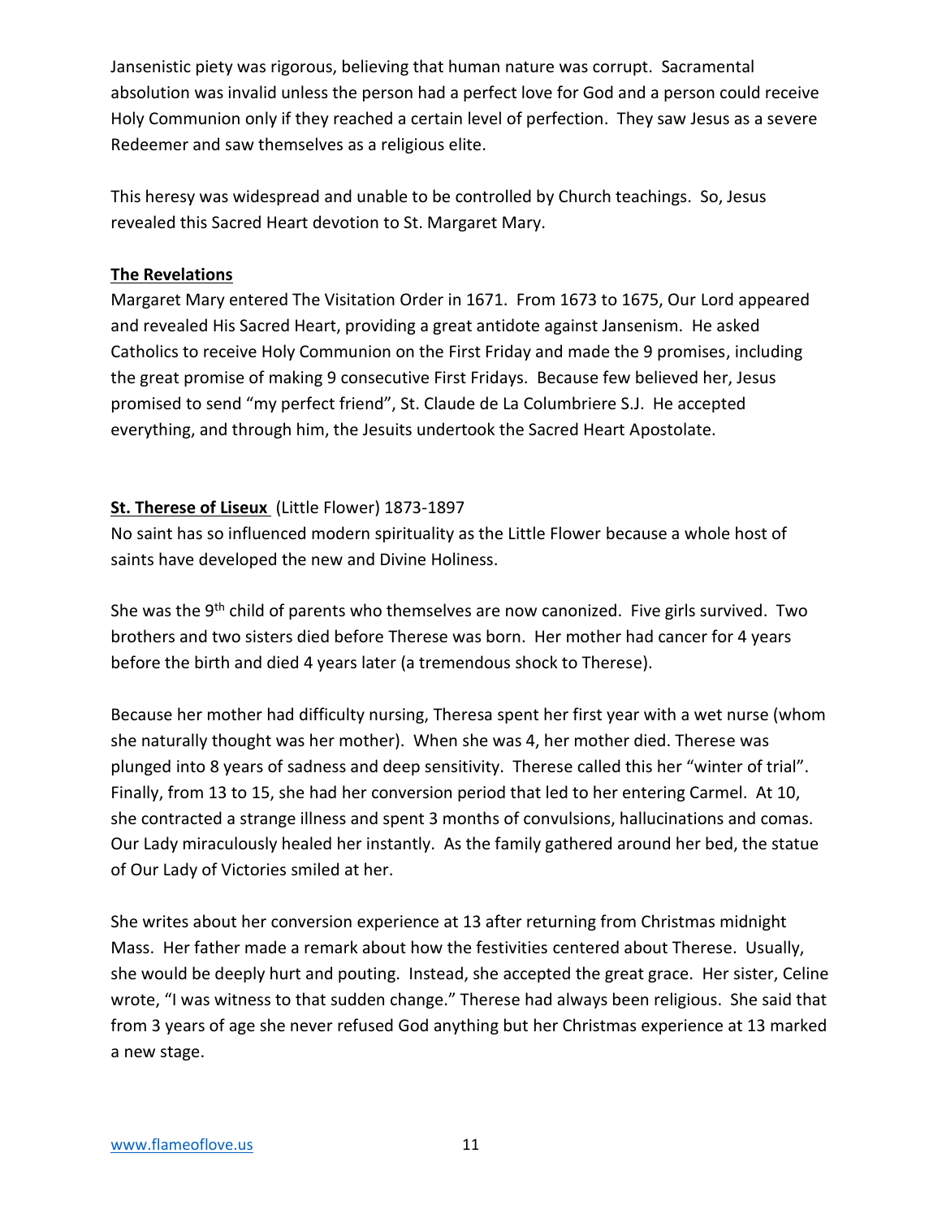Jansenistic piety was rigorous, believing that human nature was corrupt. Sacramental absolution was invalid unless the person had a perfect love for God and a person could receive Holy Communion only if they reached a certain level of perfection. They saw Jesus as a severe Redeemer and saw themselves as a religious elite.

This heresy was widespread and unable to be controlled by Church teachings. So, Jesus revealed this Sacred Heart devotion to St. Margaret Mary.

**The Revelations**

Margaret Mary entered The Visitation Order in 1671. From 1673 to 1675, Our Lord appeared and revealed His Sacred Heart, providing a great antidote against Jansenism. He asked Catholics to receive Holy Communion on the First Friday and made the 9 promises, including the great promise of making 9 consecutive First Fridays. Because few believed her, Jesus promised to send "my perfect friend", St. Claude de La Columbriere S.J. He accepted everything, and through him, the Jesuits undertook the Sacred Heart Apostolate.

**St. Therese of Liseux** (Little Flower) 1873-1897

No saint has so influenced modern spirituality as the Little Flower because a whole host of saints have developed the new and Divine Holiness.

She was the 9th child of parents who themselves are now canonized. Five girls survived. Two brothers and two sisters died before Therese was born. Her mother had cancer for 4 years before the birth and died 4 years later (a tremendous shock to Therese).

Because her mother had difficulty nursing, Theresa spent her first year with a wet nurse (whom she naturally thought was her mother). When she was 4, her mother died. Therese was plunged into 8 years of sadness and deep sensitivity. Therese called this her "winter of trial". Finally, from 13 to 15, she had her conversion period that led to her entering Carmel. At 10, she contracted a strange illness and spent 3 months of convulsions, hallucinations and comas. Our Lady miraculously healed her instantly. As the family gathered around her bed, the statue of Our Lady of Victories smiled at her.

She writes about her conversion experience at 13 after returning from Christmas midnight Mass. Her father made a remark about how the festivities centered about Therese. Usually, she would be deeply hurt and pouting. Instead, she accepted the great grace. Her sister, Celine wrote, "I was witness to that sudden change." Therese had always been religious. She said that from 3 years of age she never refused God anything but her Christmas experience at 13 marked a new stage.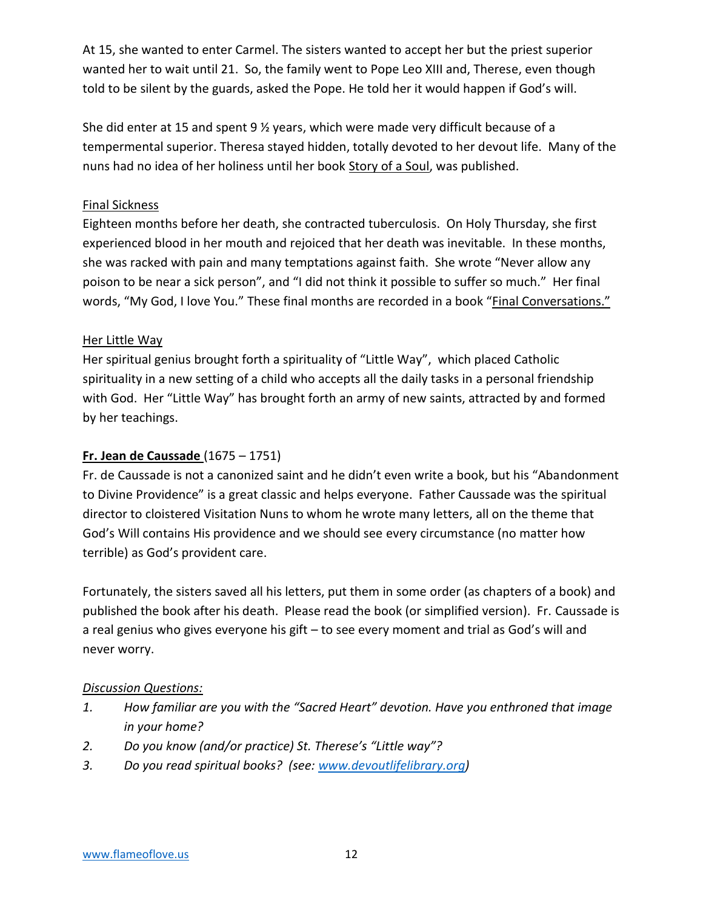At 15, she wanted to enter Carmel. The sisters wanted to accept her but the priest superior wanted her to wait until 21. So, the family went to Pope Leo XIII and, Therese, even though told to be silent by the guards, asked the Pope. He told her it would happen if God's will.

She did enter at 15 and spent 9 ½ years, which were made very difficult because of a tempermental superior. Theresa stayed hidden, totally devoted to her devout life. Many of the nuns had no idea of her holiness until her book <u>Story of a Soul</u>, was published.

<u>Final Sickness</u>

Eighteen months before her death, she contracted tuberculosis. On Holy Thursday, she first experienced blood in her mouth and rejoiced that her death was inevitable. In these months, she was racked with pain and many temptations against faith. She wrote "Never allow any poison to be near a sick person", and "I did not think it possible to suffer so much." Her final words, "My God, I love You." These final months are recorded in a book "<u>Final Conversations."</u>

<u>Her Little Way</u>

Her spiritual genius brought forth a spirituality of "Little Way", which placed Catholic spirituality in a new setting of a child who accepts all the daily tasks in a personal friendship with God. Her "Little Way" has brought forth an army of new saints, attracted by and formed by her teachings.

**<u>Fr. Jean de Caussade</u>** (1675 – 1751)

Fr. de Caussade is not a canonized saint and he didn't even write a book, but his "Abandonment to Divine Providence" is a great classic and helps everyone. Father Caussade was the spiritual director to cloistered Visitation Nuns to whom he wrote many letters, all on the theme that God's Will contains His providence and we should see every circumstance (no matter how terrible) as God's provident care.

Fortunately, the sisters saved all his letters, put them in some order (as chapters of a book) and published the book after his death. Please read the book (or simplified version). Fr. Caussade is a real genius who gives everyone his gift – to see every moment and trial as God's will and never worry.

*<u>Discussion Questions:</u>*

1. *How familiar are you with the "Sacred Heart" devotion. Have you enthroned that image in your home?*
2. *Do you know (and/or practice) St. Therese's "Little way"?*
3. *Do you read spiritual books? (see: www.devoutlifelibrary.org)*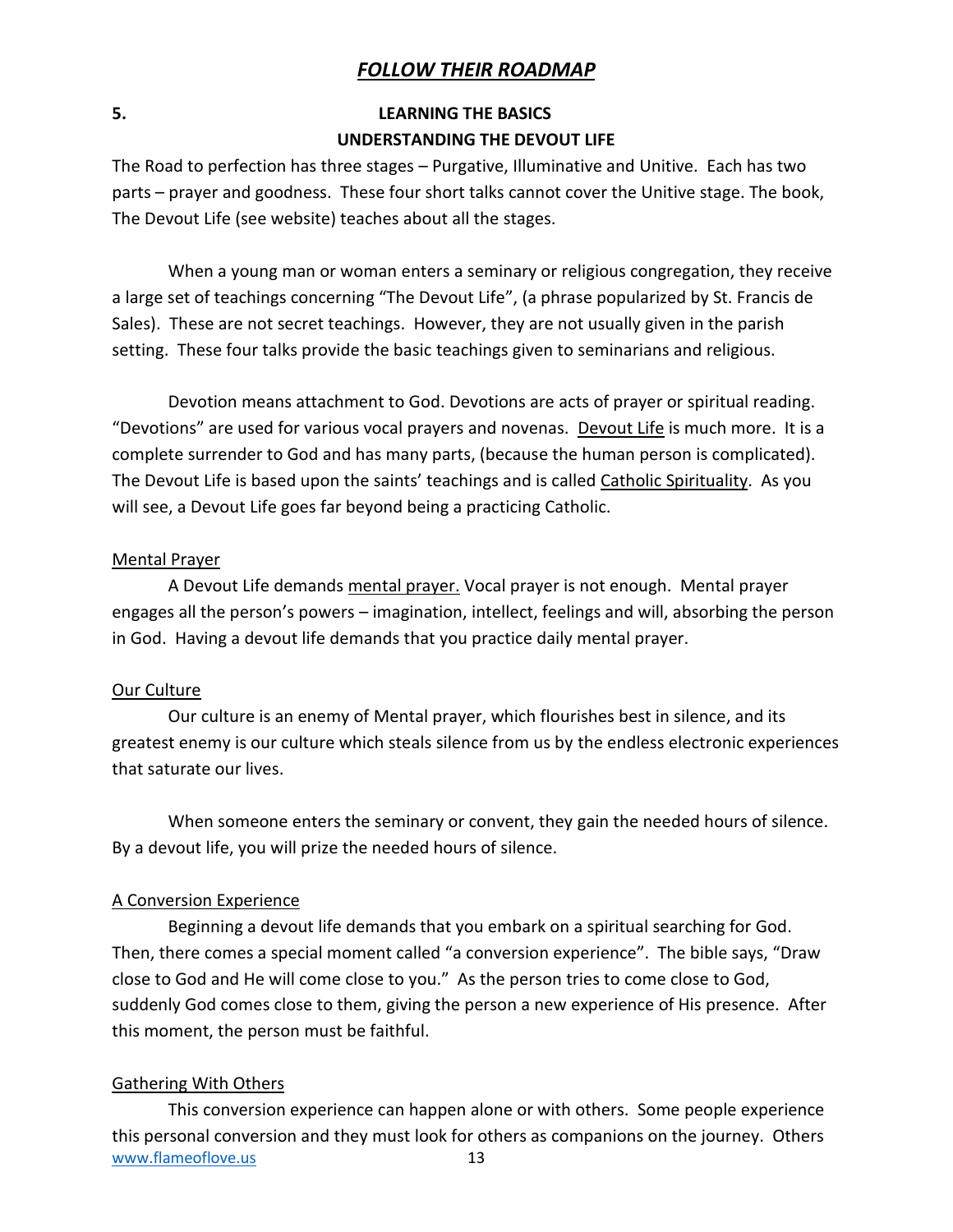# *FOLLOW THEIR ROADMAP*

## 5. LEARNING THE BASICS
## UNDERSTANDING THE DEVOUT LIFE

The Road to perfection has three stages – Purgative, Illuminative and Unitive. Each has two parts – prayer and goodness. These four short talks cannot cover the Unitive stage. The book, The Devout Life (see website) teaches about all the stages.

When a young man or woman enters a seminary or religious congregation, they receive a large set of teachings concerning "The Devout Life", (a phrase popularized by St. Francis de Sales). These are not secret teachings. However, they are not usually given in the parish setting. These four talks provide the basic teachings given to seminarians and religious.

Devotion means attachment to God. Devotions are acts of prayer or spiritual reading. "Devotions" are used for various vocal prayers and novenas. Devout Life is much more. It is a complete surrender to God and has many parts, (because the human person is complicated). The Devout Life is based upon the saints' teachings and is called Catholic Spirituality. As you will see, a Devout Life goes far beyond being a practicing Catholic.

### Mental Prayer

A Devout Life demands mental prayer. Vocal prayer is not enough. Mental prayer engages all the person's powers – imagination, intellect, feelings and will, absorbing the person in God. Having a devout life demands that you practice daily mental prayer.

### Our Culture

Our culture is an enemy of Mental prayer, which flourishes best in silence, and its greatest enemy is our culture which steals silence from us by the endless electronic experiences that saturate our lives.

When someone enters the seminary or convent, they gain the needed hours of silence. By a devout life, you will prize the needed hours of silence.

### A Conversion Experience

Beginning a devout life demands that you embark on a spiritual searching for God. Then, there comes a special moment called "a conversion experience". The bible says, "Draw close to God and He will come close to you." As the person tries to come close to God, suddenly God comes close to them, giving the person a new experience of His presence. After this moment, the person must be faithful.

### Gathering With Others

This conversion experience can happen alone or with others. Some people experience this personal conversion and they must look for others as companions on the journey. Others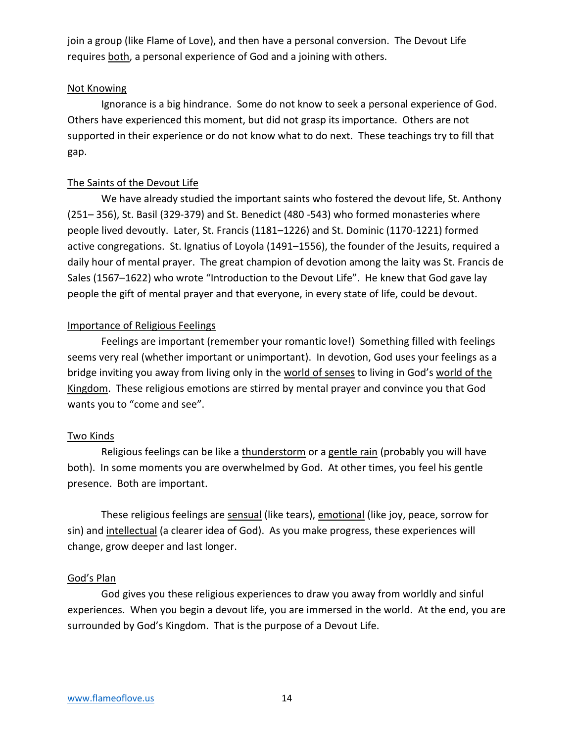join a group (like Flame of Love), and then have a personal conversion. The Devout Life requires both, a personal experience of God and a joining with others.

### Not Knowing

Ignorance is a big hindrance. Some do not know to seek a personal experience of God. Others have experienced this moment, but did not grasp its importance. Others are not supported in their experience or do not know what to do next. These teachings try to fill that gap.

### The Saints of the Devout Life

We have already studied the important saints who fostered the devout life, St. Anthony (251– 356), St. Basil (329-379) and St. Benedict (480 -543) who formed monasteries where people lived devoutly. Later, St. Francis (1181–1226) and St. Dominic (1170-1221) formed active congregations. St. Ignatius of Loyola (1491–1556), the founder of the Jesuits, required a daily hour of mental prayer. The great champion of devotion among the laity was St. Francis de Sales (1567–1622) who wrote "Introduction to the Devout Life". He knew that God gave lay people the gift of mental prayer and that everyone, in every state of life, could be devout.

### Importance of Religious Feelings

Feelings are important (remember your romantic love!) Something filled with feelings seems very real (whether important or unimportant). In devotion, God uses your feelings as a bridge inviting you away from living only in the world of senses to living in God's world of the Kingdom. These religious emotions are stirred by mental prayer and convince you that God wants you to "come and see".

### Two Kinds

Religious feelings can be like a thunderstorm or a gentle rain (probably you will have both). In some moments you are overwhelmed by God. At other times, you feel his gentle presence. Both are important.

These religious feelings are sensual (like tears), emotional (like joy, peace, sorrow for sin) and intellectual (a clearer idea of God). As you make progress, these experiences will change, grow deeper and last longer.

### God's Plan

God gives you these religious experiences to draw you away from worldly and sinful experiences. When you begin a devout life, you are immersed in the world. At the end, you are surrounded by God's Kingdom. That is the purpose of a Devout Life.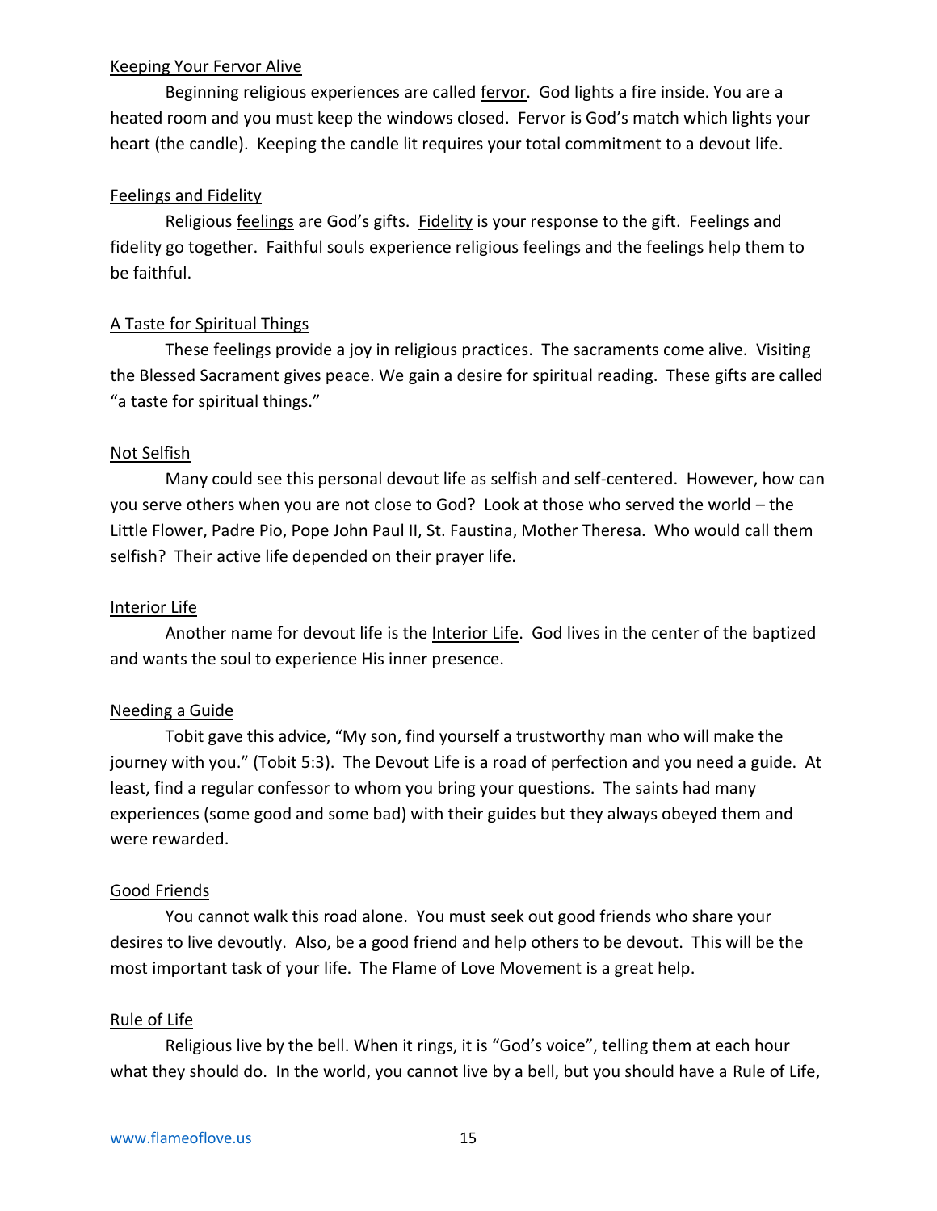## Keeping Your Fervor Alive

Beginning religious experiences are called fervor. God lights a fire inside. You are a heated room and you must keep the windows closed. Fervor is God's match which lights your heart (the candle). Keeping the candle lit requires your total commitment to a devout life.

## Feelings and Fidelity

Religious feelings are God's gifts. Fidelity is your response to the gift. Feelings and fidelity go together. Faithful souls experience religious feelings and the feelings help them to be faithful.

## A Taste for Spiritual Things

These feelings provide a joy in religious practices. The sacraments come alive. Visiting the Blessed Sacrament gives peace. We gain a desire for spiritual reading. These gifts are called "a taste for spiritual things."

## Not Selfish

Many could see this personal devout life as selfish and self-centered. However, how can you serve others when you are not close to God? Look at those who served the world – the Little Flower, Padre Pio, Pope John Paul II, St. Faustina, Mother Theresa. Who would call them selfish? Their active life depended on their prayer life.

## Interior Life

Another name for devout life is the Interior Life. God lives in the center of the baptized and wants the soul to experience His inner presence.

## Needing a Guide

Tobit gave this advice, "My son, find yourself a trustworthy man who will make the journey with you." (Tobit 5:3). The Devout Life is a road of perfection and you need a guide. At least, find a regular confessor to whom you bring your questions. The saints had many experiences (some good and some bad) with their guides but they always obeyed them and were rewarded.

## Good Friends

You cannot walk this road alone. You must seek out good friends who share your desires to live devoutly. Also, be a good friend and help others to be devout. This will be the most important task of your life. The Flame of Love Movement is a great help.

## Rule of Life

Religious live by the bell. When it rings, it is "God's voice", telling them at each hour what they should do. In the world, you cannot live by a bell, but you should have a Rule of Life,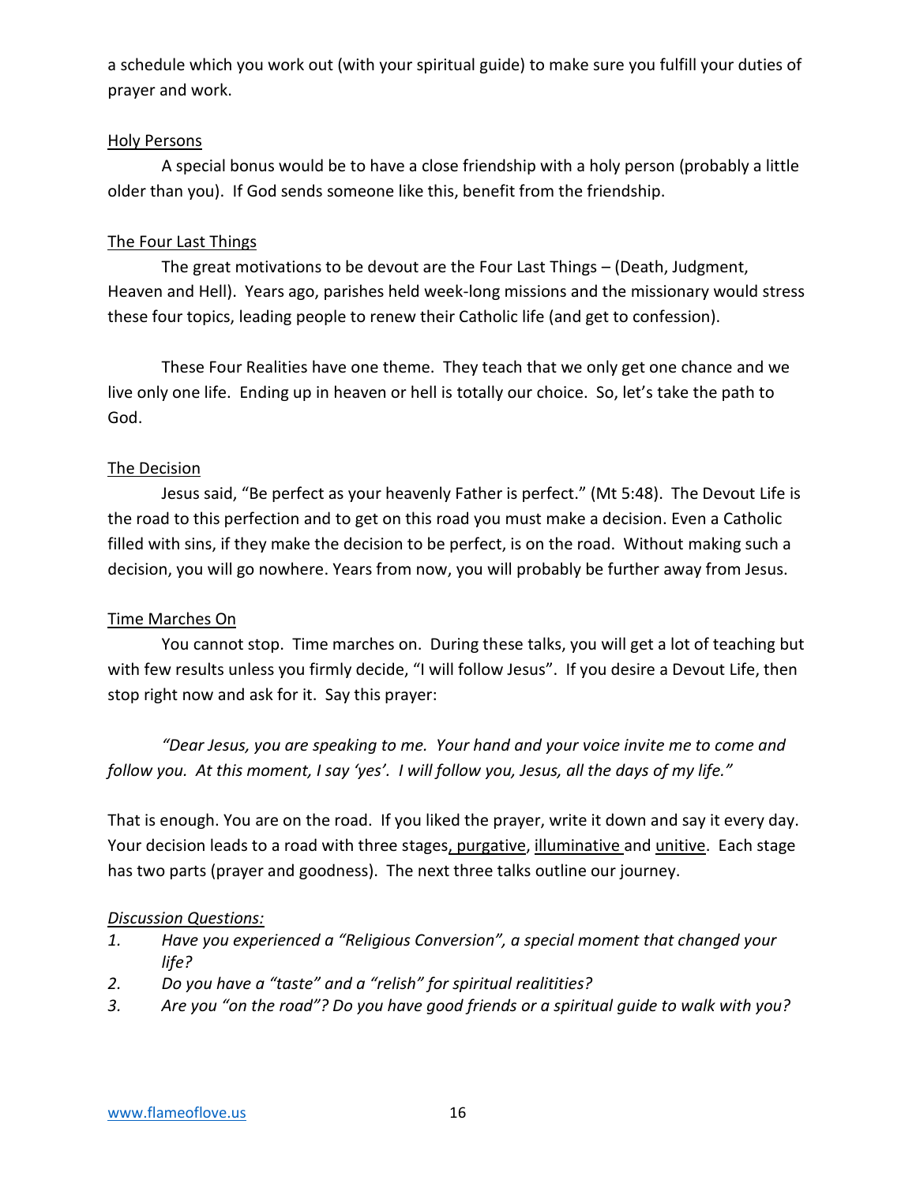a schedule which you work out (with your spiritual guide) to make sure you fulfill your duties of prayer and work.

### Holy Persons

A special bonus would be to have a close friendship with a holy person (probably a little older than you). If God sends someone like this, benefit from the friendship.

### The Four Last Things

The great motivations to be devout are the Four Last Things – (Death, Judgment, Heaven and Hell). Years ago, parishes held week-long missions and the missionary would stress these four topics, leading people to renew their Catholic life (and get to confession).

These Four Realities have one theme. They teach that we only get one chance and we live only one life. Ending up in heaven or hell is totally our choice. So, let's take the path to God.

### The Decision

Jesus said, "Be perfect as your heavenly Father is perfect." (Mt 5:48). The Devout Life is the road to this perfection and to get on this road you must make a decision. Even a Catholic filled with sins, if they make the decision to be perfect, is on the road. Without making such a decision, you will go nowhere. Years from now, you will probably be further away from Jesus.

### Time Marches On

You cannot stop. Time marches on. During these talks, you will get a lot of teaching but with few results unless you firmly decide, "I will follow Jesus". If you desire a Devout Life, then stop right now and ask for it. Say this prayer:

*"Dear Jesus, you are speaking to me. Your hand and your voice invite me to come and follow you. At this moment, I say 'yes'. I will follow you, Jesus, all the days of my life."*

That is enough. You are on the road. If you liked the prayer, write it down and say it every day. Your decision leads to a road with three stages, purgative, illuminative and unitive. Each stage has two parts (prayer and goodness). The next three talks outline our journey.

*Discussion Questions:*

1. *Have you experienced a "Religious Conversion", a special moment that changed your life?*
2. *Do you have a "taste" and a "relish" for spiritual realitities?*
3. *Are you "on the road"? Do you have good friends or a spiritual guide to walk with you?*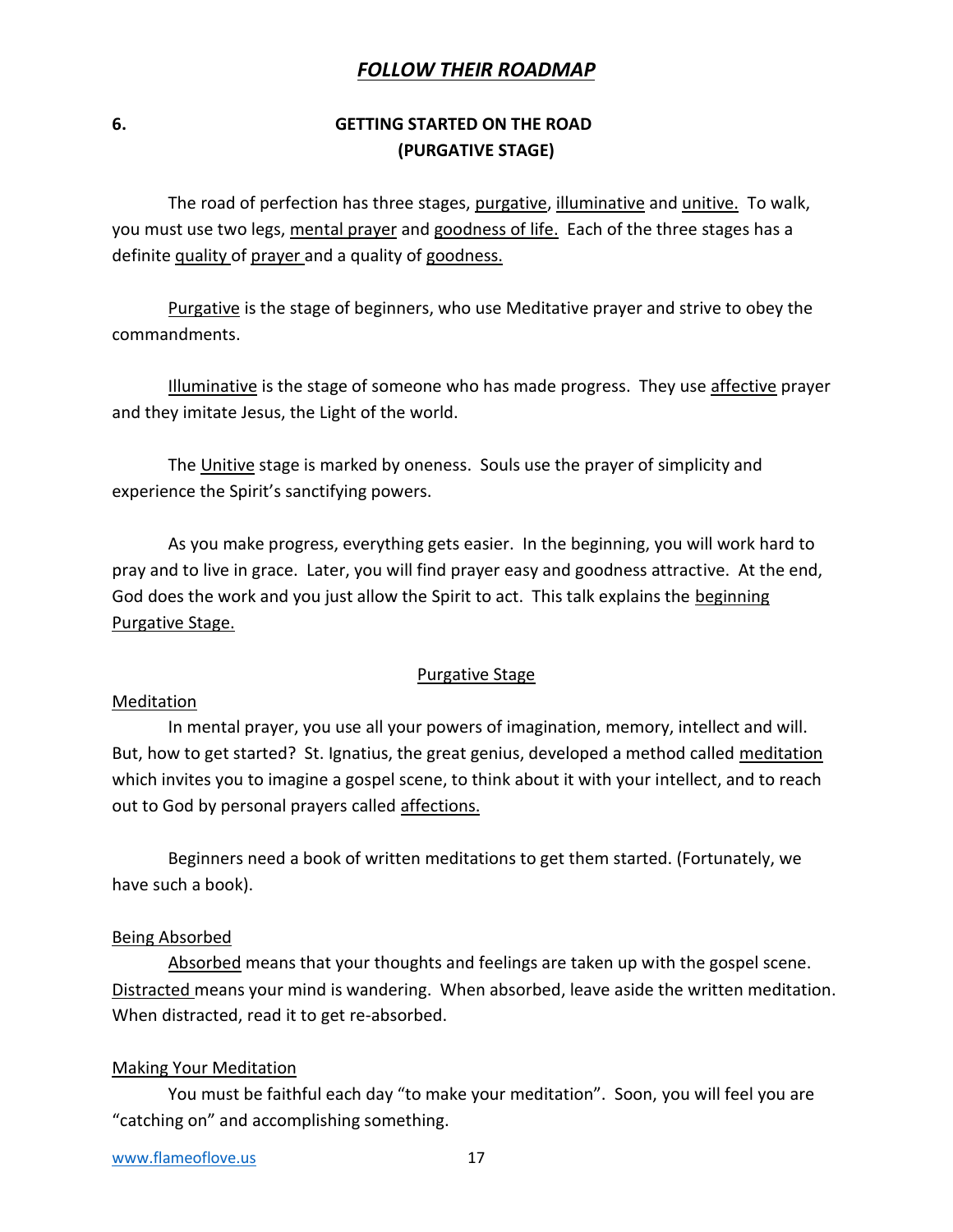# *FOLLOW THEIR ROADMAP*

## 6. GETTING STARTED ON THE ROAD (PURGATIVE STAGE)

The road of perfection has three stages, purgative, illuminative and unitive. To walk, you must use two legs, mental prayer and goodness of life. Each of the three stages has a definite quality of prayer and a quality of goodness.

Purgative is the stage of beginners, who use Meditative prayer and strive to obey the commandments.

Illuminative is the stage of someone who has made progress. They use affective prayer and they imitate Jesus, the Light of the world.

The Unitive stage is marked by oneness. Souls use the prayer of simplicity and experience the Spirit's sanctifying powers.

As you make progress, everything gets easier. In the beginning, you will work hard to pray and to live in grace. Later, you will find prayer easy and goodness attractive. At the end, God does the work and you just allow the Spirit to act. This talk explains the beginning Purgative Stage.

### Purgative Stage

#### Meditation

In mental prayer, you use all your powers of imagination, memory, intellect and will. But, how to get started? St. Ignatius, the great genius, developed a method called meditation which invites you to imagine a gospel scene, to think about it with your intellect, and to reach out to God by personal prayers called affections.

Beginners need a book of written meditations to get them started. (Fortunately, we have such a book).

#### Being Absorbed

Absorbed means that your thoughts and feelings are taken up with the gospel scene. Distracted means your mind is wandering. When absorbed, leave aside the written meditation. When distracted, read it to get re-absorbed.

#### Making Your Meditation

You must be faithful each day "to make your meditation". Soon, you will feel you are "catching on" and accomplishing something.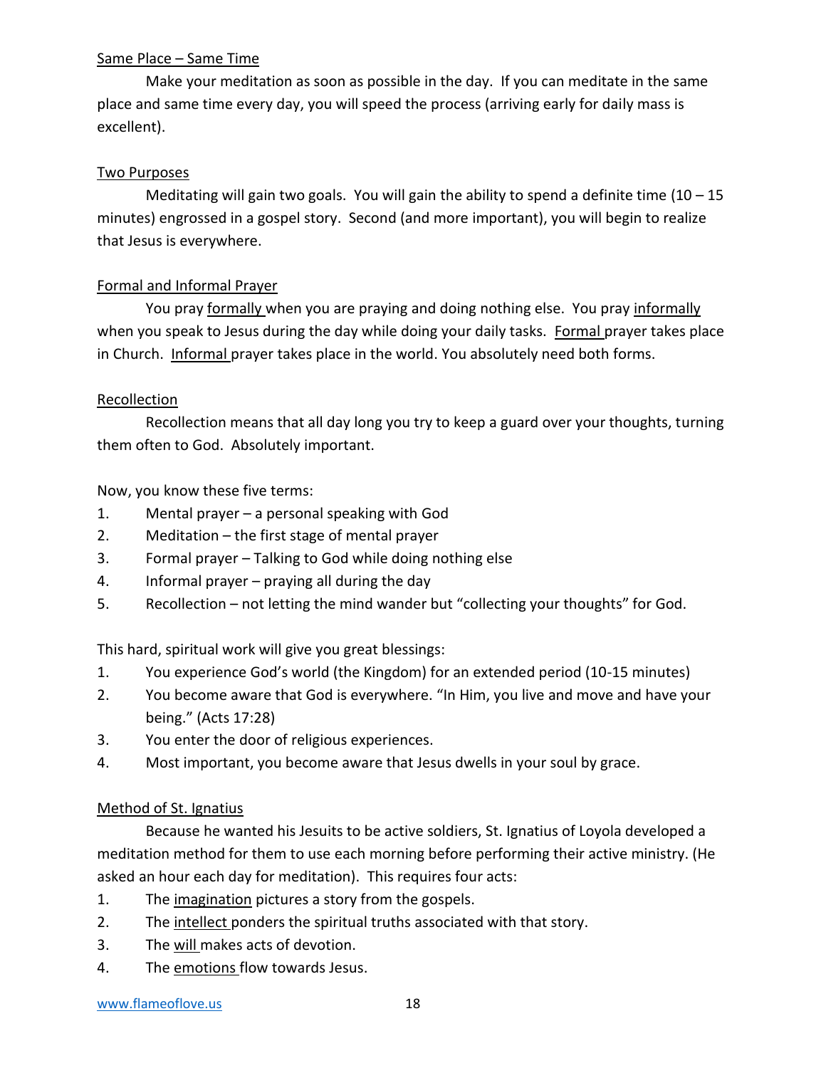<u>Same Place – Same Time</u>

Make your meditation as soon as possible in the day. If you can meditate in the same place and same time every day, you will speed the process (arriving early for daily mass is excellent).

<u>Two Purposes</u>

Meditating will gain two goals. You will gain the ability to spend a definite time (10 – 15 minutes) engrossed in a gospel story. Second (and more important), you will begin to realize that Jesus is everywhere.

<u>Formal and Informal Prayer</u>

You pray <u>formally</u> when you are praying and doing nothing else. You pray <u>informally</u> when you speak to Jesus during the day while doing your daily tasks. <u>Formal</u> prayer takes place in Church. <u>Informal</u> prayer takes place in the world. You absolutely need both forms.

<u>Recollection</u>

Recollection means that all day long you try to keep a guard over your thoughts, turning them often to God. Absolutely important.

Now, you know these five terms:

1. Mental prayer – a personal speaking with God
2. Meditation – the first stage of mental prayer
3. Formal prayer – Talking to God while doing nothing else
4. Informal prayer – praying all during the day
5. Recollection – not letting the mind wander but "collecting your thoughts" for God.

This hard, spiritual work will give you great blessings:

1. You experience God's world (the Kingdom) for an extended period (10-15 minutes)
2. You become aware that God is everywhere. "In Him, you live and move and have your being." (Acts 17:28)
3. You enter the door of religious experiences.
4. Most important, you become aware that Jesus dwells in your soul by grace.

<u>Method of St. Ignatius</u>

Because he wanted his Jesuits to be active soldiers, St. Ignatius of Loyola developed a meditation method for them to use each morning before performing their active ministry. (He asked an hour each day for meditation). This requires four acts:

1. The <u>imagination</u> pictures a story from the gospels.
2. The <u>intellect</u> ponders the spiritual truths associated with that story.
3. The <u>will</u> makes acts of devotion.
4. The <u>emotions</u> flow towards Jesus.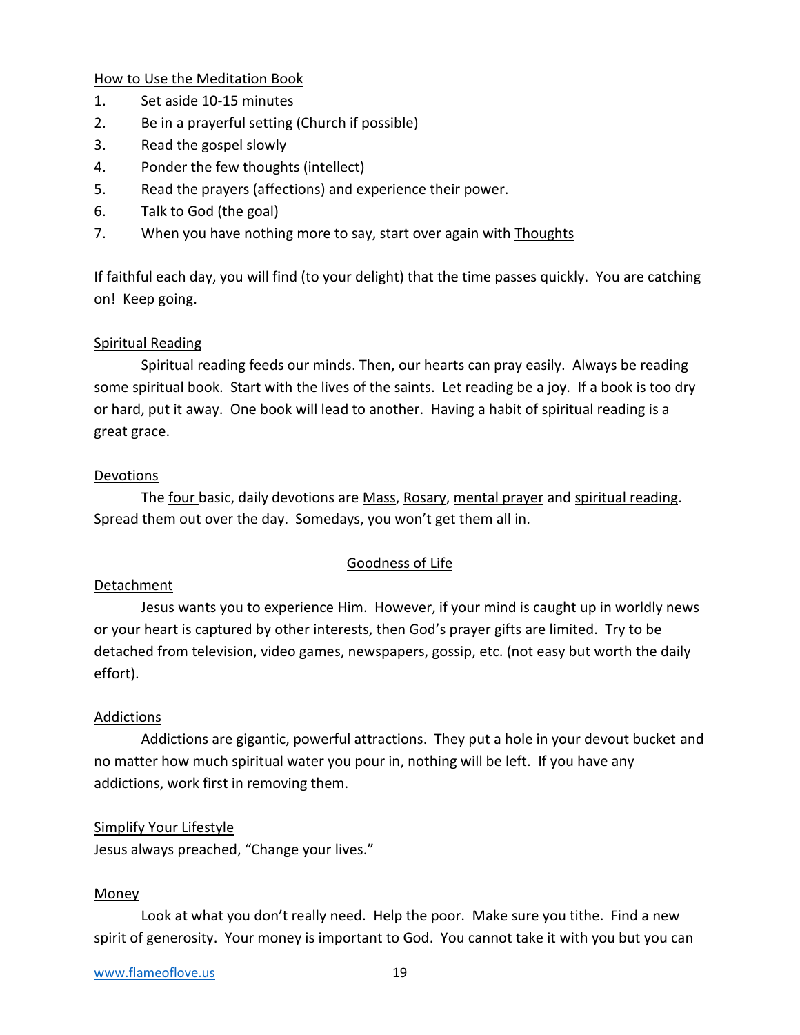How to Use the Meditation Book

1. Set aside 10-15 minutes
2. Be in a prayerful setting (Church if possible)
3. Read the gospel slowly
4. Ponder the few thoughts (intellect)
5. Read the prayers (affections) and experience their power.
6. Talk to God (the goal)
7. When you have nothing more to say, start over again with Thoughts

If faithful each day, you will find (to your delight) that the time passes quickly. You are catching on! Keep going.

Spiritual Reading

Spiritual reading feeds our minds. Then, our hearts can pray easily. Always be reading some spiritual book. Start with the lives of the saints. Let reading be a joy. If a book is too dry or hard, put it away. One book will lead to another. Having a habit of spiritual reading is a great grace.

Devotions

The four basic, daily devotions are Mass, Rosary, mental prayer and spiritual reading. Spread them out over the day. Somedays, you won't get them all in.

## Goodness of Life

Detachment

Jesus wants you to experience Him. However, if your mind is caught up in worldly news or your heart is captured by other interests, then God's prayer gifts are limited. Try to be detached from television, video games, newspapers, gossip, etc. (not easy but worth the daily effort).

Addictions

Addictions are gigantic, powerful attractions. They put a hole in your devout bucket and no matter how much spiritual water you pour in, nothing will be left. If you have any addictions, work first in removing them.

Simplify Your Lifestyle

Jesus always preached, "Change your lives."

Money

Look at what you don't really need. Help the poor. Make sure you tithe. Find a new spirit of generosity. Your money is important to God. You cannot take it with you but you can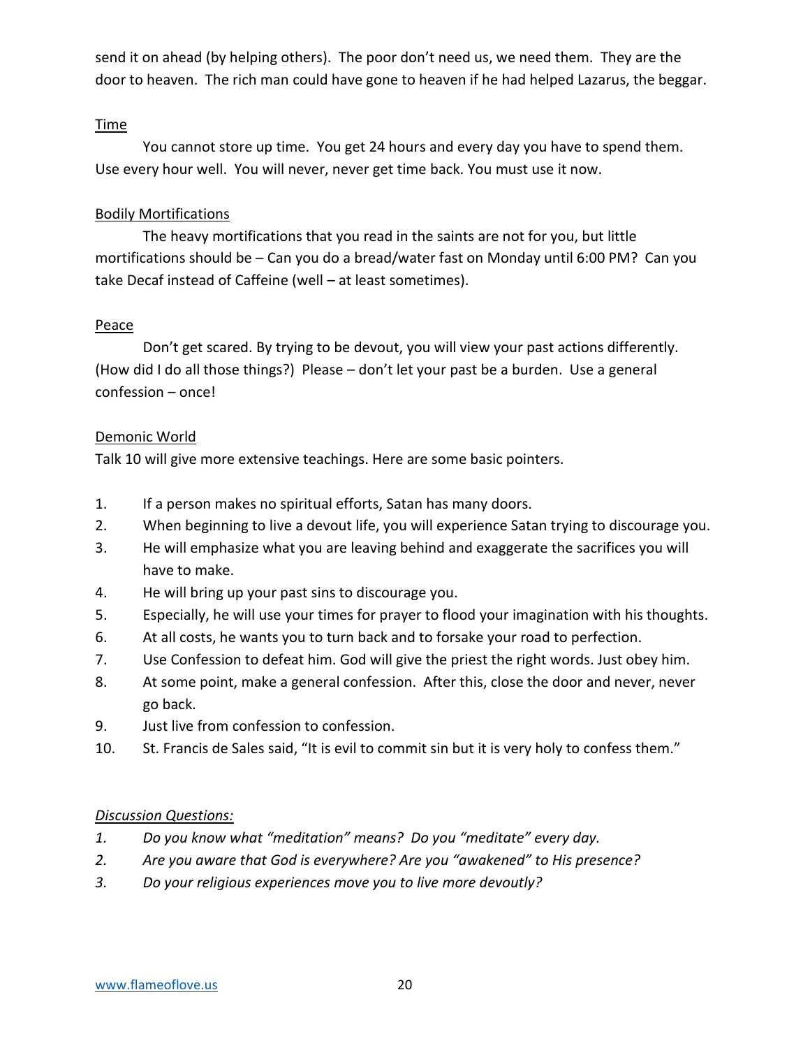send it on ahead (by helping others). The poor don't need us, we need them. They are the door to heaven. The rich man could have gone to heaven if he had helped Lazarus, the beggar.

<u>Time</u>

You cannot store up time. You get 24 hours and every day you have to spend them. Use every hour well. You will never, never get time back. You must use it now.

<u>Bodily Mortifications</u>

The heavy mortifications that you read in the saints are not for you, but little mortifications should be – Can you do a bread/water fast on Monday until 6:00 PM? Can you take Decaf instead of Caffeine (well – at least sometimes).

<u>Peace</u>

Don't get scared. By trying to be devout, you will view your past actions differently. (How did I do all those things?) Please – don't let your past be a burden. Use a general confession – once!

<u>Demonic World</u>

Talk 10 will give more extensive teachings. Here are some basic pointers.

1. If a person makes no spiritual efforts, Satan has many doors.
2. When beginning to live a devout life, you will experience Satan trying to discourage you.
3. He will emphasize what you are leaving behind and exaggerate the sacrifices you will have to make.
4. He will bring up your past sins to discourage you.
5. Especially, he will use your times for prayer to flood your imagination with his thoughts.
6. At all costs, he wants you to turn back and to forsake your road to perfection.
7. Use Confession to defeat him. God will give the priest the right words. Just obey him.
8. At some point, make a general confession. After this, close the door and never, never go back.
9. Just live from confession to confession.
10. St. Francis de Sales said, "It is evil to commit sin but it is very holy to confess them."

*<u>Discussion Questions:</u>*

1. *Do you know what "meditation" means? Do you "meditate" every day.*
2. *Are you aware that God is everywhere? Are you "awakened" to His presence?*
3. *Do your religious experiences move you to live more devoutly?*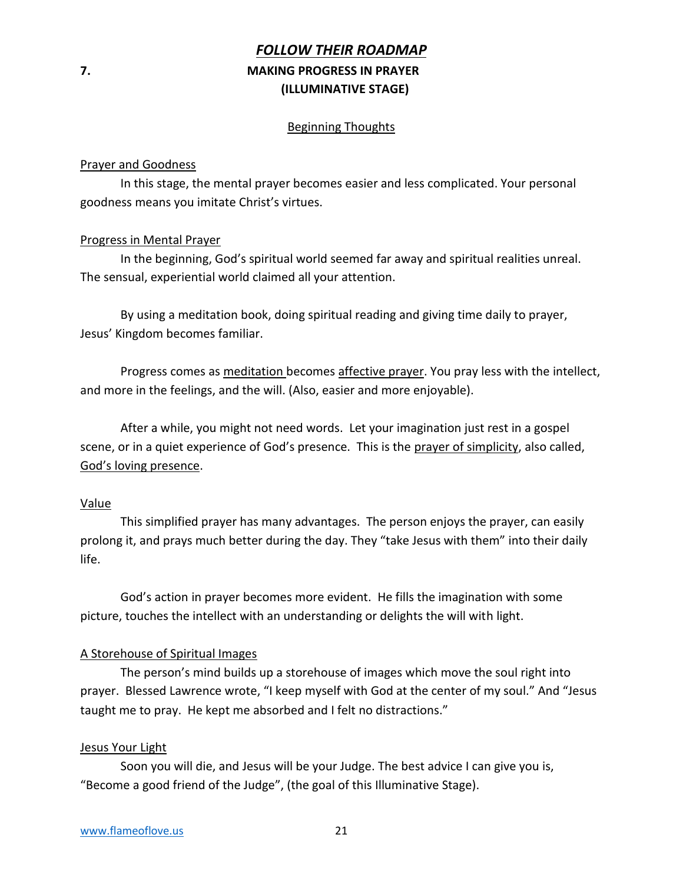## ***FOLLOW THEIR ROADMAP***

## 7. MAKING PROGRESS IN PRAYER (ILLUMINATIVE STAGE)

### Beginning Thoughts

Prayer and Goodness

In this stage, the mental prayer becomes easier and less complicated. Your personal goodness means you imitate Christ's virtues.

Progress in Mental Prayer

In the beginning, God's spiritual world seemed far away and spiritual realities unreal. The sensual, experiential world claimed all your attention.

By using a meditation book, doing spiritual reading and giving time daily to prayer, Jesus' Kingdom becomes familiar.

Progress comes as meditation becomes affective prayer. You pray less with the intellect, and more in the feelings, and the will. (Also, easier and more enjoyable).

After a while, you might not need words. Let your imagination just rest in a gospel scene, or in a quiet experience of God's presence. This is the prayer of simplicity, also called, God's loving presence.

Value

This simplified prayer has many advantages. The person enjoys the prayer, can easily prolong it, and prays much better during the day. They "take Jesus with them" into their daily life.

God's action in prayer becomes more evident. He fills the imagination with some picture, touches the intellect with an understanding or delights the will with light.

A Storehouse of Spiritual Images

The person's mind builds up a storehouse of images which move the soul right into prayer. Blessed Lawrence wrote, "I keep myself with God at the center of my soul." And "Jesus taught me to pray. He kept me absorbed and I felt no distractions."

Jesus Your Light

Soon you will die, and Jesus will be your Judge. The best advice I can give you is, "Become a good friend of the Judge", (the goal of this Illuminative Stage).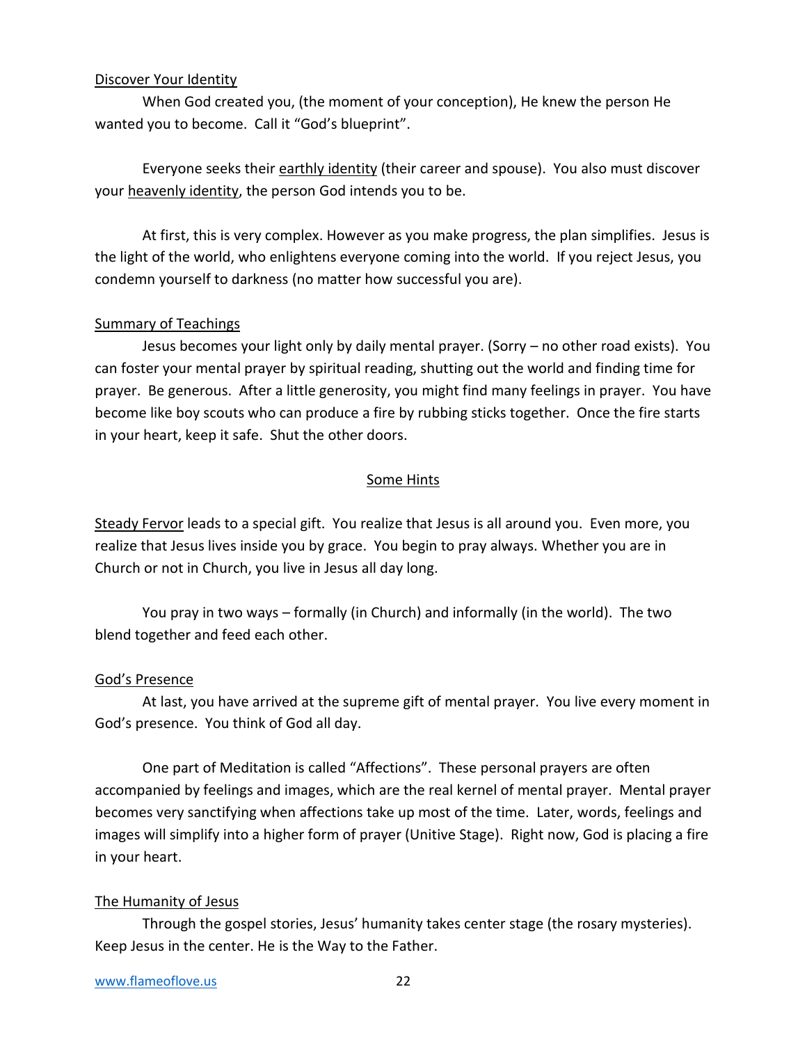Discover Your Identity

When God created you, (the moment of your conception), He knew the person He wanted you to become. Call it "God's blueprint".

Everyone seeks their earthly identity (their career and spouse). You also must discover your heavenly identity, the person God intends you to be.

At first, this is very complex. However as you make progress, the plan simplifies. Jesus is the light of the world, who enlightens everyone coming into the world. If you reject Jesus, you condemn yourself to darkness (no matter how successful you are).

Summary of Teachings

Jesus becomes your light only by daily mental prayer. (Sorry – no other road exists). You can foster your mental prayer by spiritual reading, shutting out the world and finding time for prayer. Be generous. After a little generosity, you might find many feelings in prayer. You have become like boy scouts who can produce a fire by rubbing sticks together. Once the fire starts in your heart, keep it safe. Shut the other doors.

## Some Hints

Steady Fervor leads to a special gift. You realize that Jesus is all around you. Even more, you realize that Jesus lives inside you by grace. You begin to pray always. Whether you are in Church or not in Church, you live in Jesus all day long.

You pray in two ways – formally (in Church) and informally (in the world). The two blend together and feed each other.

God's Presence

At last, you have arrived at the supreme gift of mental prayer. You live every moment in God's presence. You think of God all day.

One part of Meditation is called "Affections". These personal prayers are often accompanied by feelings and images, which are the real kernel of mental prayer. Mental prayer becomes very sanctifying when affections take up most of the time. Later, words, feelings and images will simplify into a higher form of prayer (Unitive Stage). Right now, God is placing a fire in your heart.

The Humanity of Jesus

Through the gospel stories, Jesus' humanity takes center stage (the rosary mysteries). Keep Jesus in the center. He is the Way to the Father.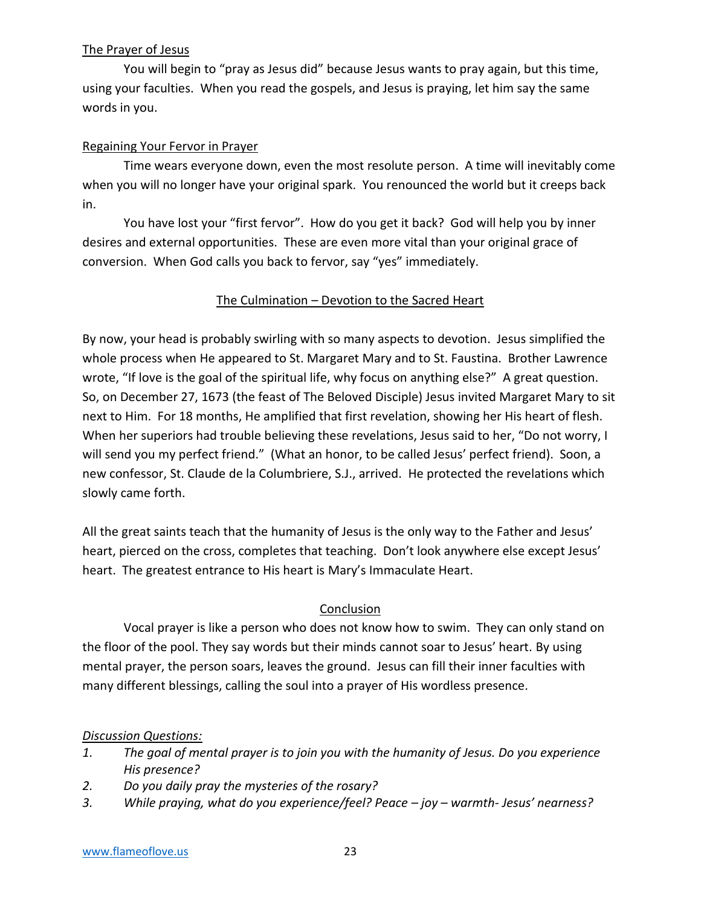<u>The Prayer of Jesus</u>

You will begin to "pray as Jesus did" because Jesus wants to pray again, but this time, using your faculties. When you read the gospels, and Jesus is praying, let him say the same words in you.

<u>Regaining Your Fervor in Prayer</u>

Time wears everyone down, even the most resolute person. A time will inevitably come when you will no longer have your original spark. You renounced the world but it creeps back in.

You have lost your "first fervor". How do you get it back? God will help you by inner desires and external opportunities. These are even more vital than your original grace of conversion. When God calls you back to fervor, say "yes" immediately.

## The Culmination – Devotion to the Sacred Heart

By now, your head is probably swirling with so many aspects to devotion. Jesus simplified the whole process when He appeared to St. Margaret Mary and to St. Faustina. Brother Lawrence wrote, "If love is the goal of the spiritual life, why focus on anything else?" A great question. So, on December 27, 1673 (the feast of The Beloved Disciple) Jesus invited Margaret Mary to sit next to Him. For 18 months, He amplified that first revelation, showing her His heart of flesh. When her superiors had trouble believing these revelations, Jesus said to her, "Do not worry, I will send you my perfect friend." (What an honor, to be called Jesus' perfect friend). Soon, a new confessor, St. Claude de la Columbriere, S.J., arrived. He protected the revelations which slowly came forth.

All the great saints teach that the humanity of Jesus is the only way to the Father and Jesus' heart, pierced on the cross, completes that teaching. Don't look anywhere else except Jesus' heart. The greatest entrance to His heart is Mary's Immaculate Heart.

## Conclusion

Vocal prayer is like a person who does not know how to swim. They can only stand on the floor of the pool. They say words but their minds cannot soar to Jesus' heart. By using mental prayer, the person soars, leaves the ground. Jesus can fill their inner faculties with many different blessings, calling the soul into a prayer of His wordless presence.

*<u>Discussion Questions:</u>*

1. *The goal of mental prayer is to join you with the humanity of Jesus. Do you experience His presence?*
2. *Do you daily pray the mysteries of the rosary?*
3. *While praying, what do you experience/feel? Peace – joy – warmth- Jesus' nearness?*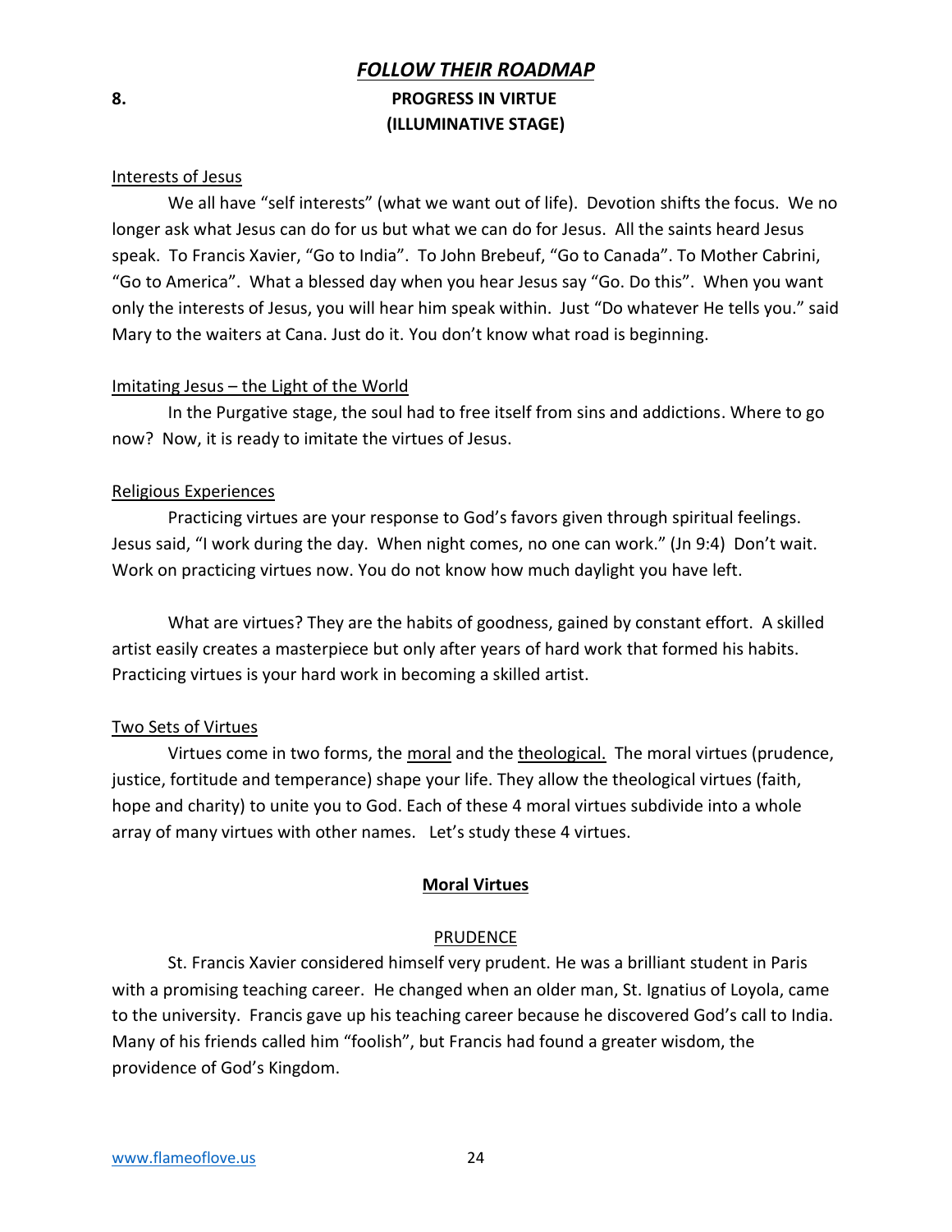# *FOLLOW THEIR ROADMAP*

## 8. PROGRESS IN VIRTUE (ILLUMINATIVE STAGE)

Interests of Jesus

We all have "self interests" (what we want out of life). Devotion shifts the focus. We no longer ask what Jesus can do for us but what we can do for Jesus. All the saints heard Jesus speak. To Francis Xavier, "Go to India". To John Brebeuf, "Go to Canada". To Mother Cabrini, "Go to America". What a blessed day when you hear Jesus say "Go. Do this". When you want only the interests of Jesus, you will hear him speak within. Just "Do whatever He tells you." said Mary to the waiters at Cana. Just do it. You don't know what road is beginning.

Imitating Jesus – the Light of the World

In the Purgative stage, the soul had to free itself from sins and addictions. Where to go now? Now, it is ready to imitate the virtues of Jesus.

Religious Experiences

Practicing virtues are your response to God's favors given through spiritual feelings. Jesus said, "I work during the day. When night comes, no one can work." (Jn 9:4) Don't wait. Work on practicing virtues now. You do not know how much daylight you have left.

What are virtues? They are the habits of goodness, gained by constant effort. A skilled artist easily creates a masterpiece but only after years of hard work that formed his habits. Practicing virtues is your hard work in becoming a skilled artist.

Two Sets of Virtues

Virtues come in two forms, the moral and the theological. The moral virtues (prudence, justice, fortitude and temperance) shape your life. They allow the theological virtues (faith, hope and charity) to unite you to God. Each of these 4 moral virtues subdivide into a whole array of many virtues with other names. Let's study these 4 virtues.

### Moral Virtues

PRUDENCE

St. Francis Xavier considered himself very prudent. He was a brilliant student in Paris with a promising teaching career. He changed when an older man, St. Ignatius of Loyola, came to the university. Francis gave up his teaching career because he discovered God's call to India. Many of his friends called him "foolish", but Francis had found a greater wisdom, the providence of God's Kingdom.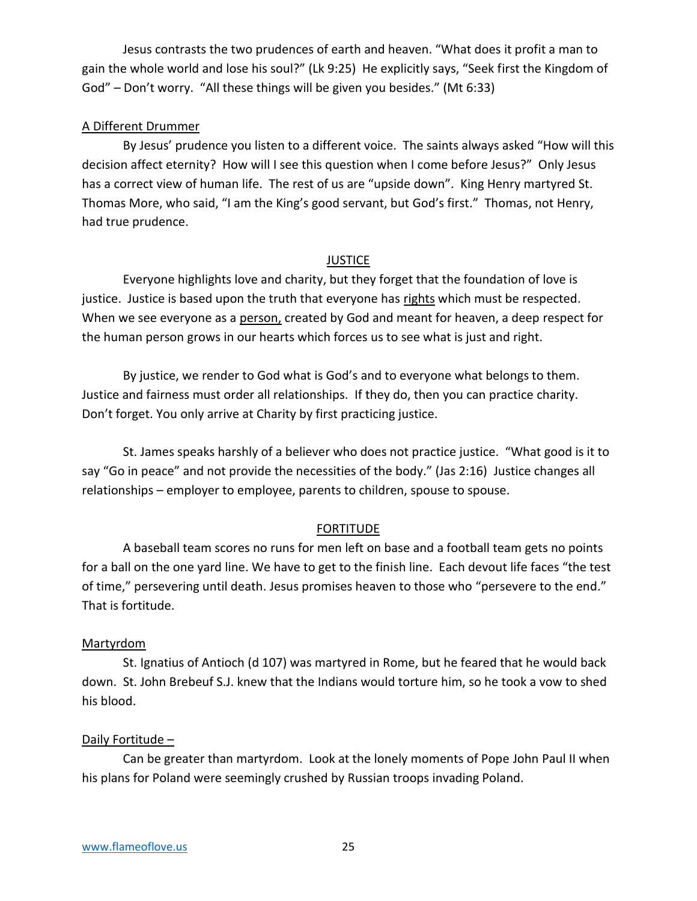Jesus contrasts the two prudences of earth and heaven. "What does it profit a man to gain the whole world and lose his soul?" (Lk 9:25) He explicitly says, "Seek first the Kingdom of God" – Don't worry. "All these things will be given you besides." (Mt 6:33)

### A Different Drummer

By Jesus' prudence you listen to a different voice. The saints always asked "How will this decision affect eternity? How will I see this question when I come before Jesus?" Only Jesus has a correct view of human life. The rest of us are "upside down". King Henry martyred St. Thomas More, who said, "I am the King's good servant, but God's first." Thomas, not Henry, had true prudence.

## JUSTICE

Everyone highlights love and charity, but they forget that the foundation of love is justice. Justice is based upon the truth that everyone has rights which must be respected. When we see everyone as a person, created by God and meant for heaven, a deep respect for the human person grows in our hearts which forces us to see what is just and right.

By justice, we render to God what is God's and to everyone what belongs to them. Justice and fairness must order all relationships. If they do, then you can practice charity. Don't forget. You only arrive at Charity by first practicing justice.

St. James speaks harshly of a believer who does not practice justice. "What good is it to say "Go in peace" and not provide the necessities of the body." (Jas 2:16) Justice changes all relationships – employer to employee, parents to children, spouse to spouse.

## FORTITUDE

A baseball team scores no runs for men left on base and a football team gets no points for a ball on the one yard line. We have to get to the finish line. Each devout life faces "the test of time," persevering until death. Jesus promises heaven to those who "persevere to the end." That is fortitude.

### Martyrdom

St. Ignatius of Antioch (d 107) was martyred in Rome, but he feared that he would back down. St. John Brebeuf S.J. knew that the Indians would torture him, so he took a vow to shed his blood.

### Daily Fortitude –

Can be greater than martyrdom. Look at the lonely moments of Pope John Paul II when his plans for Poland were seemingly crushed by Russian troops invading Poland.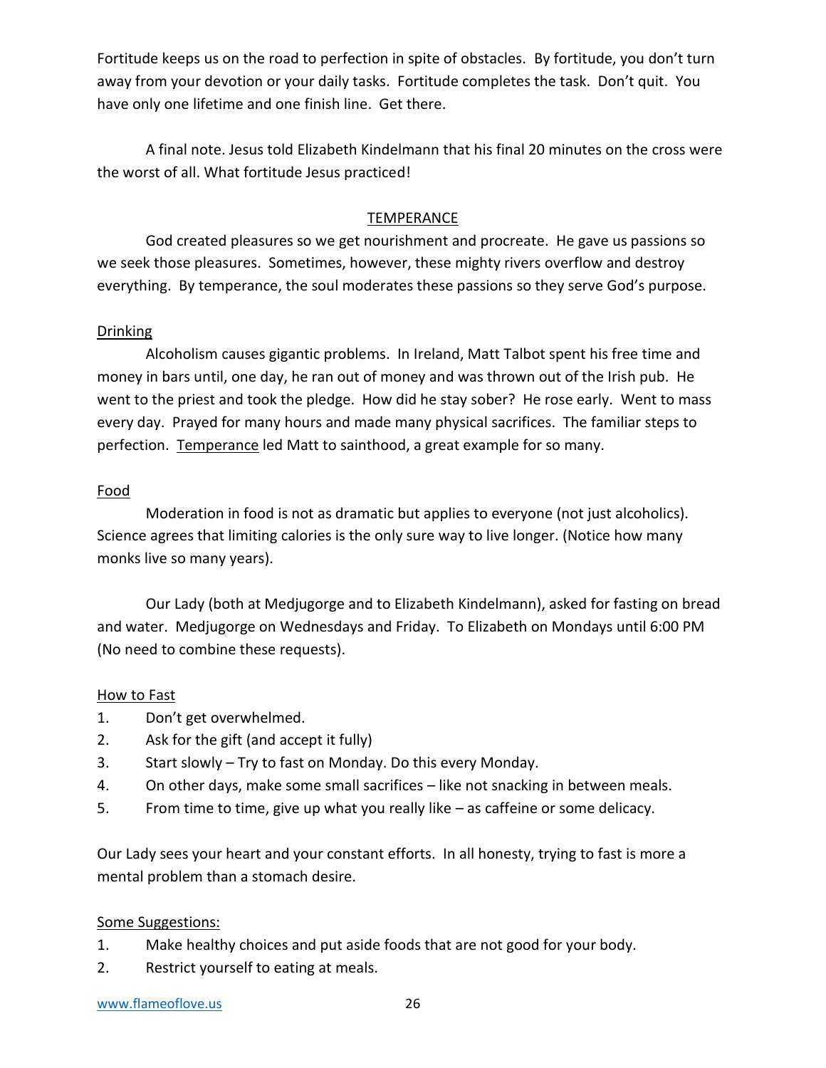Fortitude keeps us on the road to perfection in spite of obstacles. By fortitude, you don't turn away from your devotion or your daily tasks. Fortitude completes the task. Don't quit. You have only one lifetime and one finish line. Get there.

A final note. Jesus told Elizabeth Kindelmann that his final 20 minutes on the cross were the worst of all. What fortitude Jesus practiced!

## TEMPERANCE

God created pleasures so we get nourishment and procreate. He gave us passions so we seek those pleasures. Sometimes, however, these mighty rivers overflow and destroy everything. By temperance, the soul moderates these passions so they serve God's purpose.

### Drinking

Alcoholism causes gigantic problems. In Ireland, Matt Talbot spent his free time and money in bars until, one day, he ran out of money and was thrown out of the Irish pub. He went to the priest and took the pledge. How did he stay sober? He rose early. Went to mass every day. Prayed for many hours and made many physical sacrifices. The familiar steps to perfection. Temperance led Matt to sainthood, a great example for so many.

### Food

Moderation in food is not as dramatic but applies to everyone (not just alcoholics). Science agrees that limiting calories is the only sure way to live longer. (Notice how many monks live so many years).

Our Lady (both at Medjugorge and to Elizabeth Kindelmann), asked for fasting on bread and water. Medjugorge on Wednesdays and Friday. To Elizabeth on Mondays until 6:00 PM (No need to combine these requests).

### How to Fast

1. Don't get overwhelmed.
2. Ask for the gift (and accept it fully)
3. Start slowly – Try to fast on Monday. Do this every Monday.
4. On other days, make some small sacrifices – like not snacking in between meals.
5. From time to time, give up what you really like – as caffeine or some delicacy.

Our Lady sees your heart and your constant efforts. In all honesty, trying to fast is more a mental problem than a stomach desire.

### Some Suggestions:

1. Make healthy choices and put aside foods that are not good for your body.
2. Restrict yourself to eating at meals.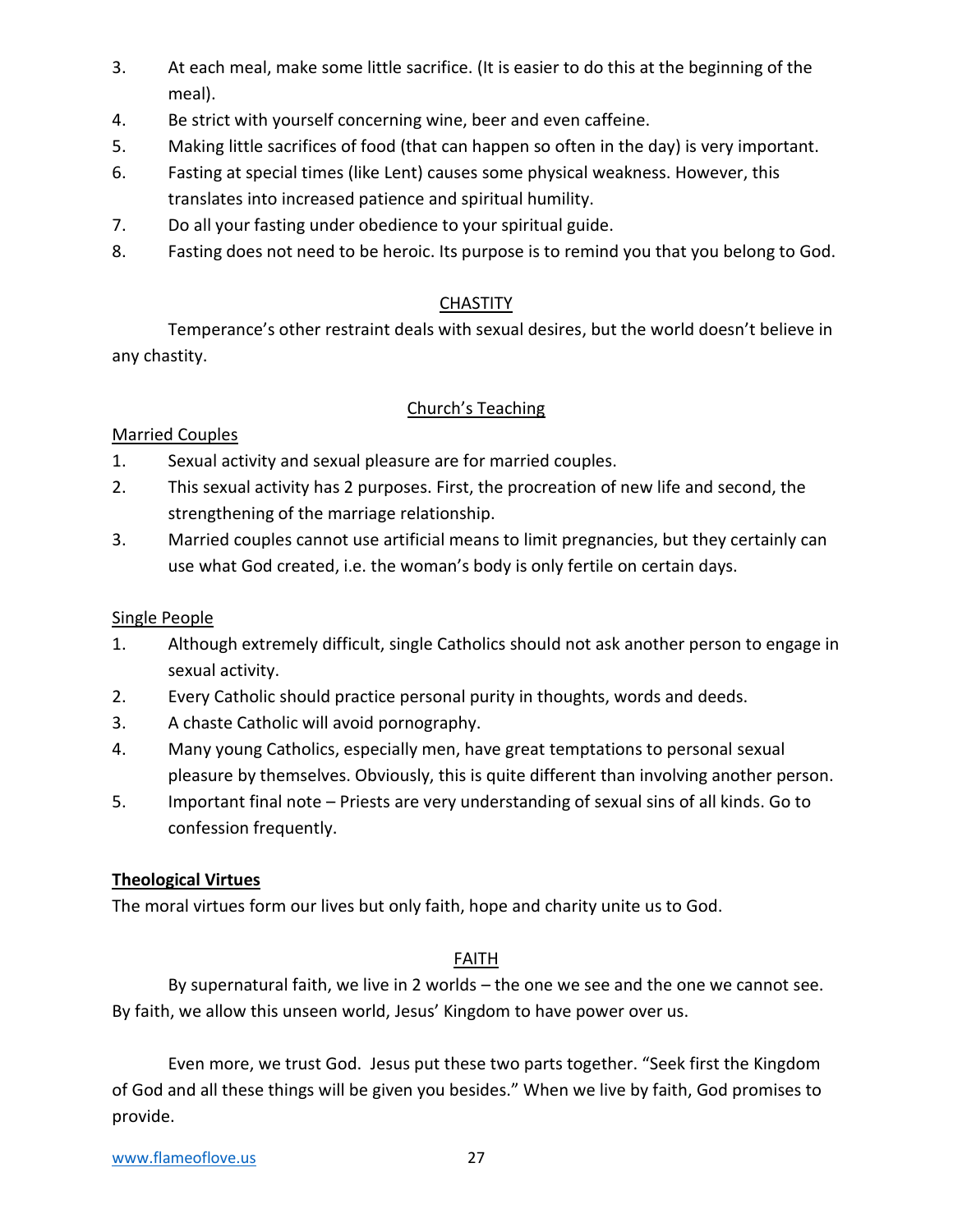3. At each meal, make some little sacrifice. (It is easier to do this at the beginning of the meal).
4. Be strict with yourself concerning wine, beer and even caffeine.
5. Making little sacrifices of food (that can happen so often in the day) is very important.
6. Fasting at special times (like Lent) causes some physical weakness. However, this translates into increased patience and spiritual humility.
7. Do all your fasting under obedience to your spiritual guide.
8. Fasting does not need to be heroic. Its purpose is to remind you that you belong to God.

### CHASTITY

Temperance's other restraint deals with sexual desires, but the world doesn't believe in any chastity.

### Church's Teaching

Married Couples

1. Sexual activity and sexual pleasure are for married couples.
2. This sexual activity has 2 purposes. First, the procreation of new life and second, the strengthening of the marriage relationship.
3. Married couples cannot use artificial means to limit pregnancies, but they certainly can use what God created, i.e. the woman's body is only fertile on certain days.

Single People

1. Although extremely difficult, single Catholics should not ask another person to engage in sexual activity.
2. Every Catholic should practice personal purity in thoughts, words and deeds.
3. A chaste Catholic will avoid pornography.
4. Many young Catholics, especially men, have great temptations to personal sexual pleasure by themselves. Obviously, this is quite different than involving another person.
5. Important final note – Priests are very understanding of sexual sins of all kinds. Go to confession frequently.

## Theological Virtues

The moral virtues form our lives but only faith, hope and charity unite us to God.

### FAITH

By supernatural faith, we live in 2 worlds – the one we see and the one we cannot see. By faith, we allow this unseen world, Jesus' Kingdom to have power over us.

Even more, we trust God. Jesus put these two parts together. "Seek first the Kingdom of God and all these things will be given you besides." When we live by faith, God promises to provide.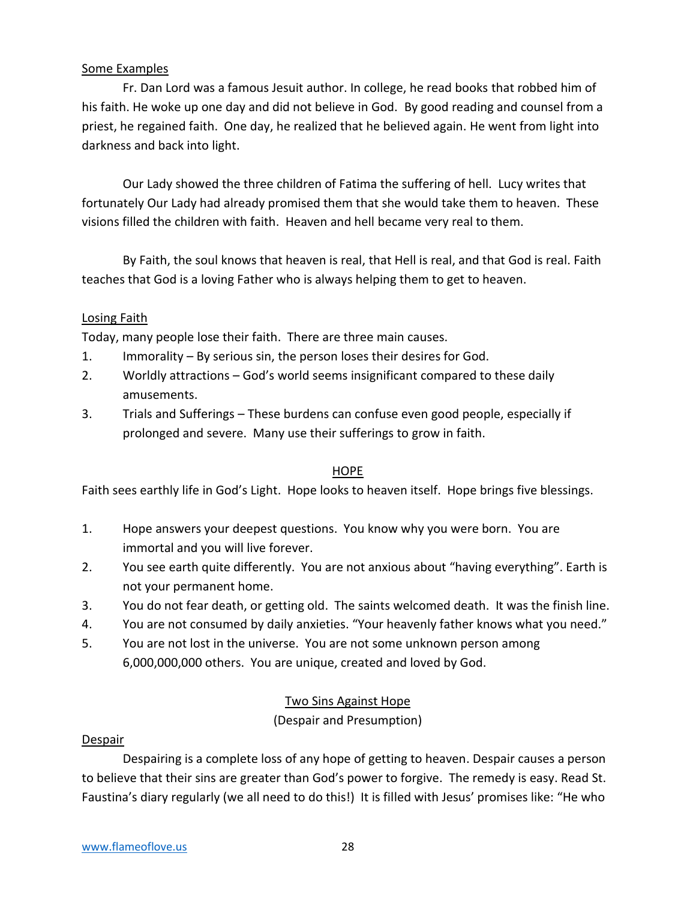Some Examples

Fr. Dan Lord was a famous Jesuit author. In college, he read books that robbed him of his faith. He woke up one day and did not believe in God. By good reading and counsel from a priest, he regained faith. One day, he realized that he believed again. He went from light into darkness and back into light.

Our Lady showed the three children of Fatima the suffering of hell. Lucy writes that fortunately Our Lady had already promised them that she would take them to heaven. These visions filled the children with faith. Heaven and hell became very real to them.

By Faith, the soul knows that heaven is real, that Hell is real, and that God is real. Faith teaches that God is a loving Father who is always helping them to get to heaven.

Losing Faith

Today, many people lose their faith. There are three main causes.

1. Immorality – By serious sin, the person loses their desires for God.
2. Worldly attractions – God's world seems insignificant compared to these daily amusements.
3. Trials and Sufferings – These burdens can confuse even good people, especially if prolonged and severe. Many use their sufferings to grow in faith.

## HOPE

Faith sees earthly life in God's Light. Hope looks to heaven itself. Hope brings five blessings.

1. Hope answers your deepest questions. You know why you were born. You are immortal and you will live forever.
2. You see earth quite differently. You are not anxious about "having everything". Earth is not your permanent home.
3. You do not fear death, or getting old. The saints welcomed death. It was the finish line.
4. You are not consumed by daily anxieties. "Your heavenly father knows what you need."
5. You are not lost in the universe. You are not some unknown person among 6,000,000,000 others. You are unique, created and loved by God.

### Two Sins Against Hope

(Despair and Presumption)

Despair

Despairing is a complete loss of any hope of getting to heaven. Despair causes a person to believe that their sins are greater than God's power to forgive. The remedy is easy. Read St. Faustina's diary regularly (we all need to do this!) It is filled with Jesus' promises like: "He who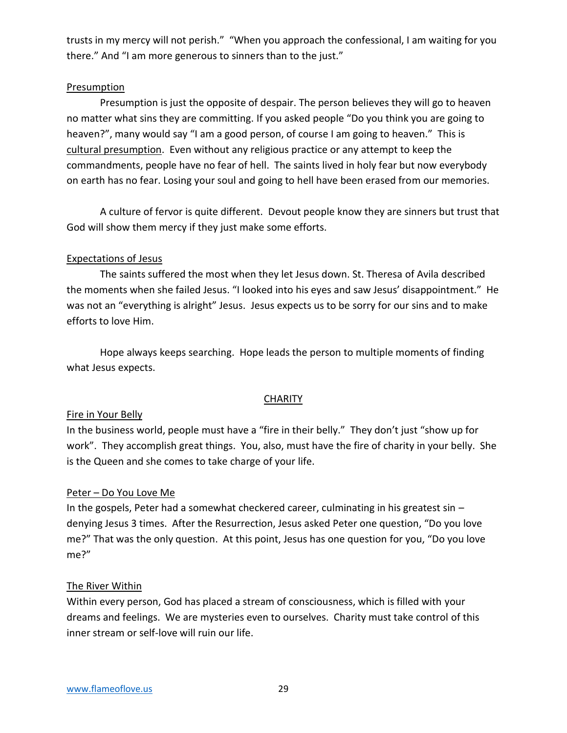trusts in my mercy will not perish." "When you approach the confessional, I am waiting for you there." And "I am more generous to sinners than to the just."

Presumption

Presumption is just the opposite of despair. The person believes they will go to heaven no matter what sins they are committing. If you asked people "Do you think you are going to heaven?", many would say "I am a good person, of course I am going to heaven." This is cultural presumption. Even without any religious practice or any attempt to keep the commandments, people have no fear of hell. The saints lived in holy fear but now everybody on earth has no fear. Losing your soul and going to hell have been erased from our memories.

A culture of fervor is quite different. Devout people know they are sinners but trust that God will show them mercy if they just make some efforts.

Expectations of Jesus

The saints suffered the most when they let Jesus down. St. Theresa of Avila described the moments when she failed Jesus. "I looked into his eyes and saw Jesus' disappointment." He was not an "everything is alright" Jesus. Jesus expects us to be sorry for our sins and to make efforts to love Him.

Hope always keeps searching. Hope leads the person to multiple moments of finding what Jesus expects.

## CHARITY

Fire in Your Belly

In the business world, people must have a "fire in their belly." They don't just "show up for work". They accomplish great things. You, also, must have the fire of charity in your belly. She is the Queen and she comes to take charge of your life.

Peter – Do You Love Me

In the gospels, Peter had a somewhat checkered career, culminating in his greatest sin – denying Jesus 3 times. After the Resurrection, Jesus asked Peter one question, "Do you love me?" That was the only question. At this point, Jesus has one question for you, "Do you love me?"

The River Within

Within every person, God has placed a stream of consciousness, which is filled with your dreams and feelings. We are mysteries even to ourselves. Charity must take control of this inner stream or self-love will ruin our life.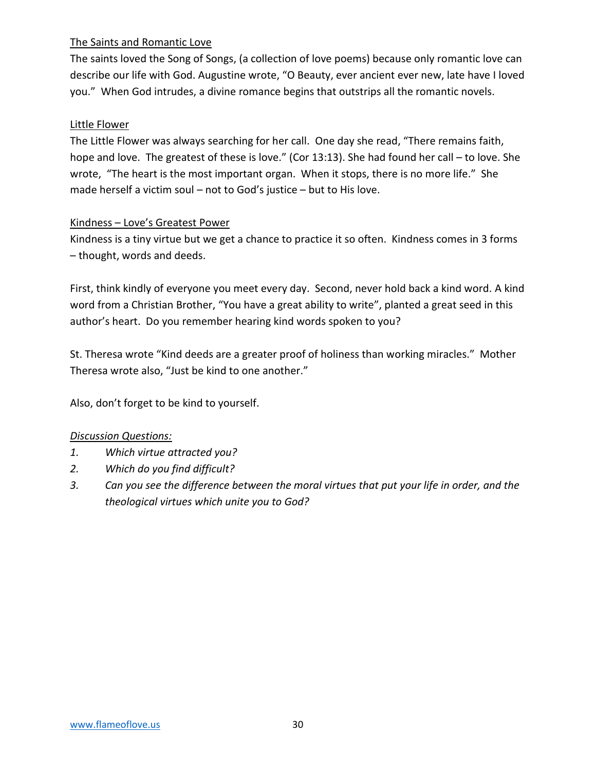The Saints and Romantic Love

The saints loved the Song of Songs, (a collection of love poems) because only romantic love can describe our life with God. Augustine wrote, "O Beauty, ever ancient ever new, late have I loved you." When God intrudes, a divine romance begins that outstrips all the romantic novels.

Little Flower

The Little Flower was always searching for her call. One day she read, "There remains faith, hope and love. The greatest of these is love." (Cor 13:13). She had found her call – to love. She wrote, "The heart is the most important organ. When it stops, there is no more life." She made herself a victim soul – not to God's justice – but to His love.

Kindness – Love's Greatest Power

Kindness is a tiny virtue but we get a chance to practice it so often. Kindness comes in 3 forms – thought, words and deeds.

First, think kindly of everyone you meet every day. Second, never hold back a kind word. A kind word from a Christian Brother, "You have a great ability to write", planted a great seed in this author's heart. Do you remember hearing kind words spoken to you?

St. Theresa wrote "Kind deeds are a greater proof of holiness than working miracles." Mother Theresa wrote also, "Just be kind to one another."

Also, don't forget to be kind to yourself.

*Discussion Questions:*

1. *Which virtue attracted you?*
2. *Which do you find difficult?*
3. *Can you see the difference between the moral virtues that put your life in order, and the theological virtues which unite you to God?*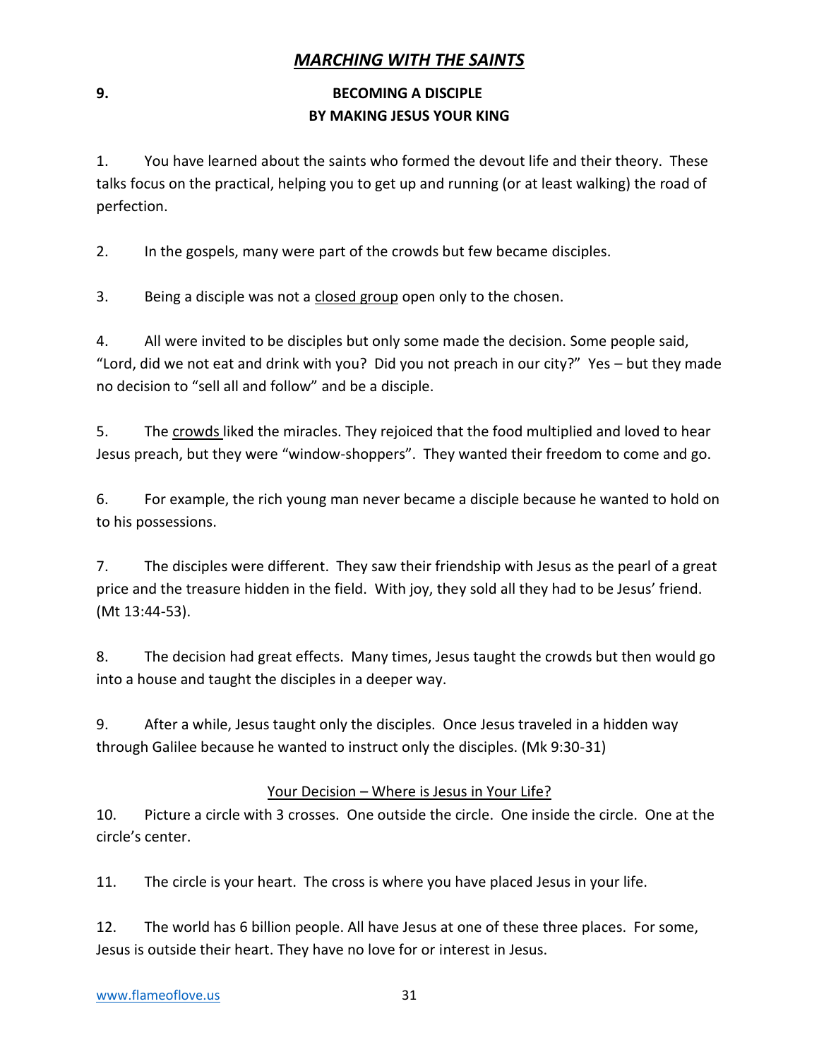## *MARCHING WITH THE SAINTS*

### 9. BECOMING A DISCIPLE BY MAKING JESUS YOUR KING

1. You have learned about the saints who formed the devout life and their theory. These talks focus on the practical, helping you to get up and running (or at least walking) the road of perfection.

2. In the gospels, many were part of the crowds but few became disciples.

3. Being a disciple was not a closed group open only to the chosen.

4. All were invited to be disciples but only some made the decision. Some people said, "Lord, did we not eat and drink with you? Did you not preach in our city?" Yes – but they made no decision to "sell all and follow" and be a disciple.

5. The crowds liked the miracles. They rejoiced that the food multiplied and loved to hear Jesus preach, but they were "window-shoppers". They wanted their freedom to come and go.

6. For example, the rich young man never became a disciple because he wanted to hold on to his possessions.

7. The disciples were different. They saw their friendship with Jesus as the pearl of a great price and the treasure hidden in the field. With joy, they sold all they had to be Jesus' friend. (Mt 13:44-53).

8. The decision had great effects. Many times, Jesus taught the crowds but then would go into a house and taught the disciples in a deeper way.

9. After a while, Jesus taught only the disciples. Once Jesus traveled in a hidden way through Galilee because he wanted to instruct only the disciples. (Mk 9:30-31)

#### Your Decision – Where is Jesus in Your Life?

10. Picture a circle with 3 crosses. One outside the circle. One inside the circle. One at the circle's center.

11. The circle is your heart. The cross is where you have placed Jesus in your life.

12. The world has 6 billion people. All have Jesus at one of these three places. For some, Jesus is outside their heart. They have no love for or interest in Jesus.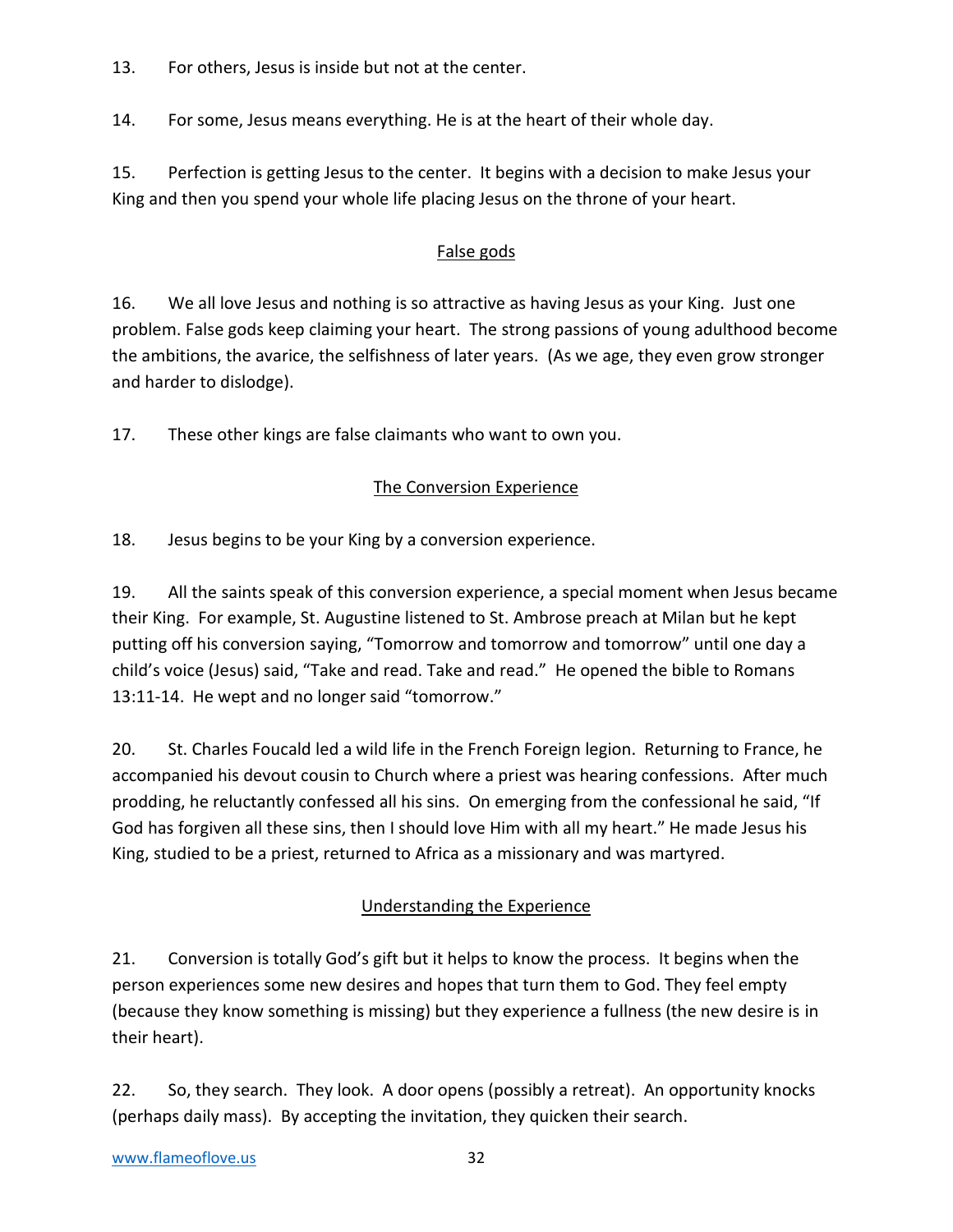13. For others, Jesus is inside but not at the center.

14. For some, Jesus means everything. He is at the heart of their whole day.

15. Perfection is getting Jesus to the center. It begins with a decision to make Jesus your King and then you spend your whole life placing Jesus on the throne of your heart.

## False gods

16. We all love Jesus and nothing is so attractive as having Jesus as your King. Just one problem. False gods keep claiming your heart. The strong passions of young adulthood become the ambitions, the avarice, the selfishness of later years. (As we age, they even grow stronger and harder to dislodge).

17. These other kings are false claimants who want to own you.

## The Conversion Experience

18. Jesus begins to be your King by a conversion experience.

19. All the saints speak of this conversion experience, a special moment when Jesus became their King. For example, St. Augustine listened to St. Ambrose preach at Milan but he kept putting off his conversion saying, "Tomorrow and tomorrow and tomorrow" until one day a child's voice (Jesus) said, "Take and read. Take and read." He opened the bible to Romans 13:11-14. He wept and no longer said "tomorrow."

20. St. Charles Foucald led a wild life in the French Foreign legion. Returning to France, he accompanied his devout cousin to Church where a priest was hearing confessions. After much prodding, he reluctantly confessed all his sins. On emerging from the confessional he said, "If God has forgiven all these sins, then I should love Him with all my heart." He made Jesus his King, studied to be a priest, returned to Africa as a missionary and was martyred.

## Understanding the Experience

21. Conversion is totally God's gift but it helps to know the process. It begins when the person experiences some new desires and hopes that turn them to God. They feel empty (because they know something is missing) but they experience a fullness (the new desire is in their heart).

22. So, they search. They look. A door opens (possibly a retreat). An opportunity knocks (perhaps daily mass). By accepting the invitation, they quicken their search.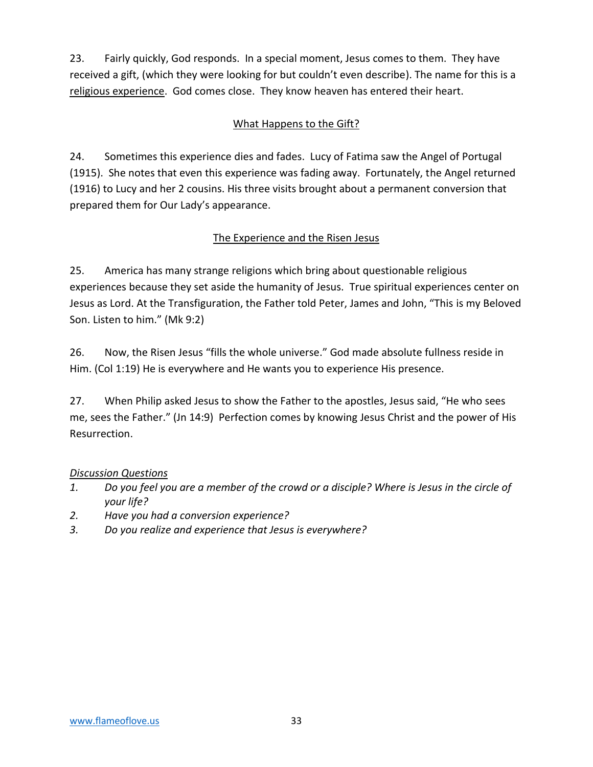23. Fairly quickly, God responds. In a special moment, Jesus comes to them. They have received a gift, (which they were looking for but couldn't even describe). The name for this is a religious experience. God comes close. They know heaven has entered their heart.

## What Happens to the Gift?

24. Sometimes this experience dies and fades. Lucy of Fatima saw the Angel of Portugal (1915). She notes that even this experience was fading away. Fortunately, the Angel returned (1916) to Lucy and her 2 cousins. His three visits brought about a permanent conversion that prepared them for Our Lady's appearance.

## The Experience and the Risen Jesus

25. America has many strange religions which bring about questionable religious experiences because they set aside the humanity of Jesus. True spiritual experiences center on Jesus as Lord. At the Transfiguration, the Father told Peter, James and John, "This is my Beloved Son. Listen to him." (Mk 9:2)

26. Now, the Risen Jesus "fills the whole universe." God made absolute fullness reside in Him. (Col 1:19) He is everywhere and He wants you to experience His presence.

27. When Philip asked Jesus to show the Father to the apostles, Jesus said, "He who sees me, sees the Father." (Jn 14:9) Perfection comes by knowing Jesus Christ and the power of His Resurrection.

*Discussion Questions*

1. *Do you feel you are a member of the crowd or a disciple? Where is Jesus in the circle of your life?*
2. *Have you had a conversion experience?*
3. *Do you realize and experience that Jesus is everywhere?*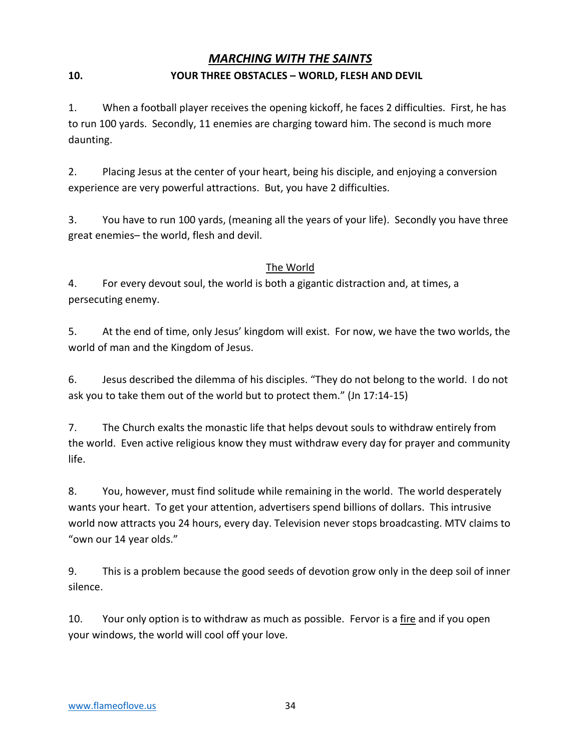# ***MARCHING WITH THE SAINTS***

## 10. YOUR THREE OBSTACLES – WORLD, FLESH AND DEVIL

1. When a football player receives the opening kickoff, he faces 2 difficulties. First, he has to run 100 yards. Secondly, 11 enemies are charging toward him. The second is much more daunting.

2. Placing Jesus at the center of your heart, being his disciple, and enjoying a conversion experience are very powerful attractions. But, you have 2 difficulties.

3. You have to run 100 yards, (meaning all the years of your life). Secondly you have three great enemies– the world, flesh and devil.

### The World

4. For every devout soul, the world is both a gigantic distraction and, at times, a persecuting enemy.

5. At the end of time, only Jesus' kingdom will exist. For now, we have the two worlds, the world of man and the Kingdom of Jesus.

6. Jesus described the dilemma of his disciples. "They do not belong to the world. I do not ask you to take them out of the world but to protect them." (Jn 17:14-15)

7. The Church exalts the monastic life that helps devout souls to withdraw entirely from the world. Even active religious know they must withdraw every day for prayer and community life.

8. You, however, must find solitude while remaining in the world. The world desperately wants your heart. To get your attention, advertisers spend billions of dollars. This intrusive world now attracts you 24 hours, every day. Television never stops broadcasting. MTV claims to "own our 14 year olds."

9. This is a problem because the good seeds of devotion grow only in the deep soil of inner silence.

10. Your only option is to withdraw as much as possible. Fervor is a fire and if you open your windows, the world will cool off your love.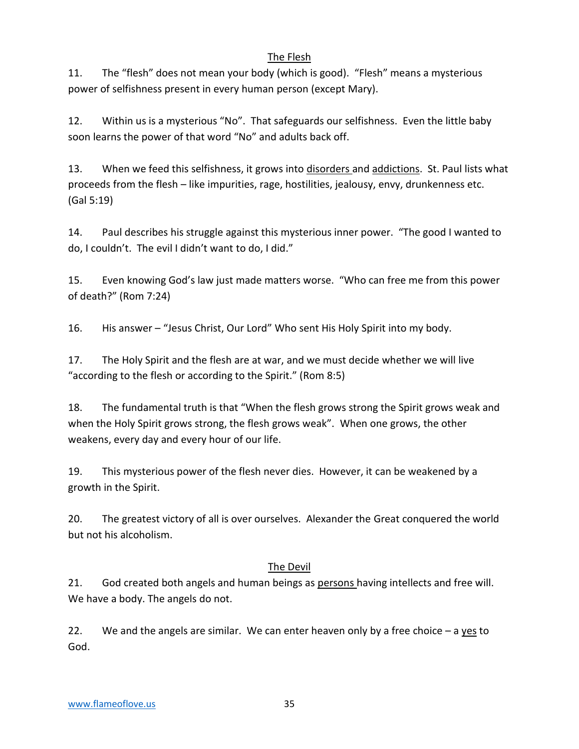## The Flesh

11. The "flesh" does not mean your body (which is good). "Flesh" means a mysterious power of selfishness present in every human person (except Mary).

12. Within us is a mysterious "No". That safeguards our selfishness. Even the little baby soon learns the power of that word "No" and adults back off.

13. When we feed this selfishness, it grows into <u>disorders</u> and <u>addictions</u>. St. Paul lists what proceeds from the flesh – like impurities, rage, hostilities, jealousy, envy, drunkenness etc. (Gal 5:19)

14. Paul describes his struggle against this mysterious inner power. "The good I wanted to do, I couldn't. The evil I didn't want to do, I did."

15. Even knowing God's law just made matters worse. "Who can free me from this power of death?" (Rom 7:24)

16. His answer – "Jesus Christ, Our Lord" Who sent His Holy Spirit into my body.

17. The Holy Spirit and the flesh are at war, and we must decide whether we will live "according to the flesh or according to the Spirit." (Rom 8:5)

18. The fundamental truth is that "When the flesh grows strong the Spirit grows weak and when the Holy Spirit grows strong, the flesh grows weak". When one grows, the other weakens, every day and every hour of our life.

19. This mysterious power of the flesh never dies. However, it can be weakened by a growth in the Spirit.

20. The greatest victory of all is over ourselves. Alexander the Great conquered the world but not his alcoholism.

## The Devil

21. God created both angels and human beings as <u>persons</u> having intellects and free will. We have a body. The angels do not.

22. We and the angels are similar. We can enter heaven only by a free choice – a <u>yes</u> to God.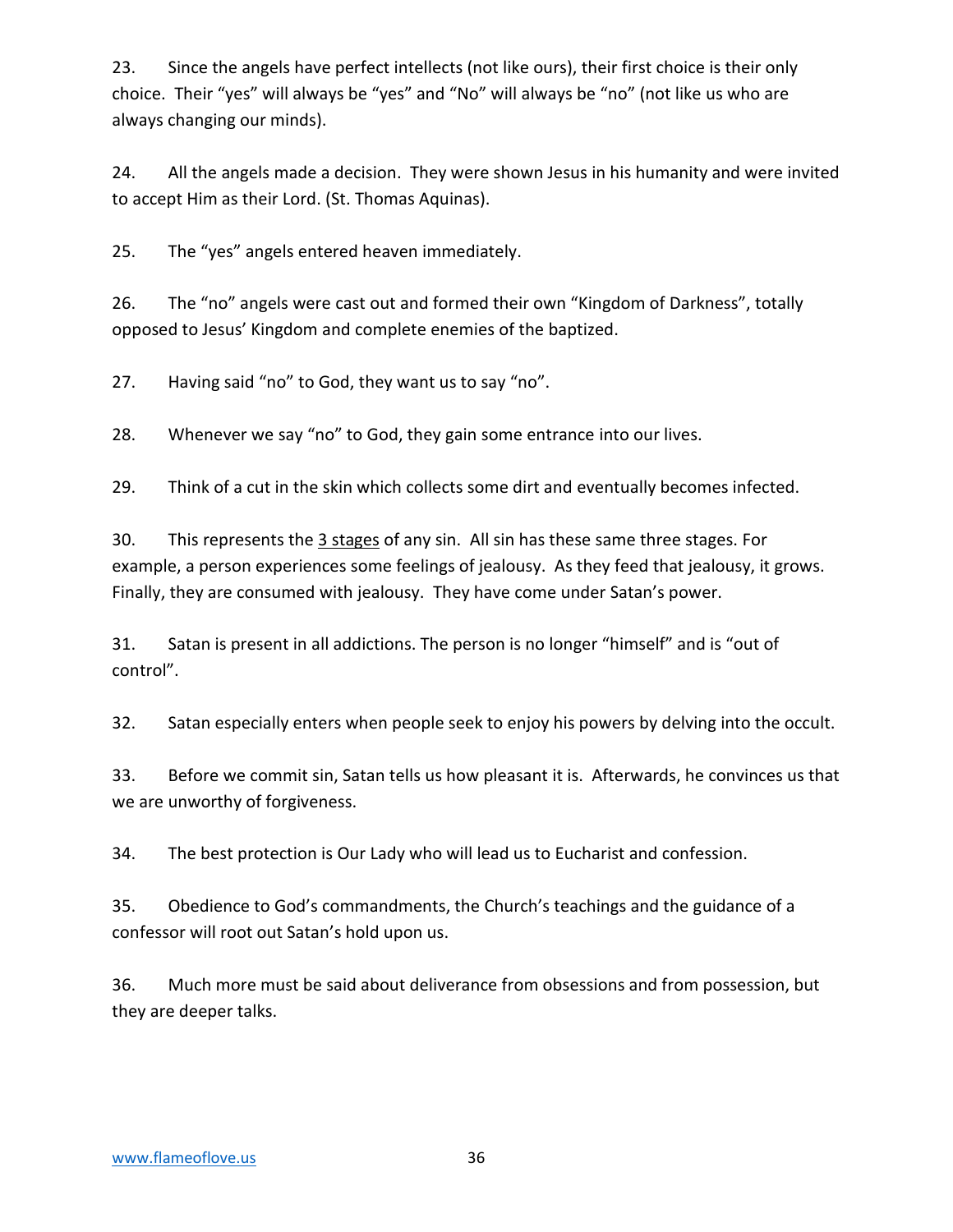23. Since the angels have perfect intellects (not like ours), their first choice is their only choice. Their "yes" will always be "yes" and "No" will always be "no" (not like us who are always changing our minds).

24. All the angels made a decision. They were shown Jesus in his humanity and were invited to accept Him as their Lord. (St. Thomas Aquinas).

25. The "yes" angels entered heaven immediately.

26. The "no" angels were cast out and formed their own "Kingdom of Darkness", totally opposed to Jesus' Kingdom and complete enemies of the baptized.

27. Having said "no" to God, they want us to say "no".

28. Whenever we say "no" to God, they gain some entrance into our lives.

29. Think of a cut in the skin which collects some dirt and eventually becomes infected.

30. This represents the <u>3 stages</u> of any sin. All sin has these same three stages. For example, a person experiences some feelings of jealousy. As they feed that jealousy, it grows. Finally, they are consumed with jealousy. They have come under Satan's power.

31. Satan is present in all addictions. The person is no longer "himself" and is "out of control".

32. Satan especially enters when people seek to enjoy his powers by delving into the occult.

33. Before we commit sin, Satan tells us how pleasant it is. Afterwards, he convinces us that we are unworthy of forgiveness.

34. The best protection is Our Lady who will lead us to Eucharist and confession.

35. Obedience to God's commandments, the Church's teachings and the guidance of a confessor will root out Satan's hold upon us.

36. Much more must be said about deliverance from obsessions and from possession, but they are deeper talks.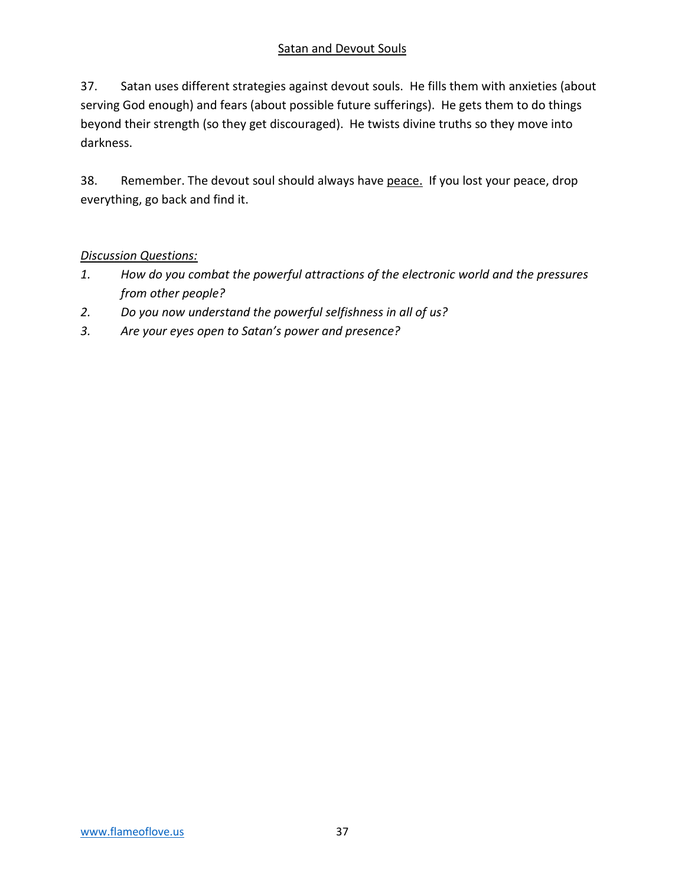## Satan and Devout Souls

37. Satan uses different strategies against devout souls. He fills them with anxieties (about serving God enough) and fears (about possible future sufferings). He gets them to do things beyond their strength (so they get discouraged). He twists divine truths so they move into darkness.

38. Remember. The devout soul should always have peace. If you lost your peace, drop everything, go back and find it.

*Discussion Questions:*

1. *How do you combat the powerful attractions of the electronic world and the pressures from other people?*
2. *Do you now understand the powerful selfishness in all of us?*
3. *Are your eyes open to Satan's power and presence?*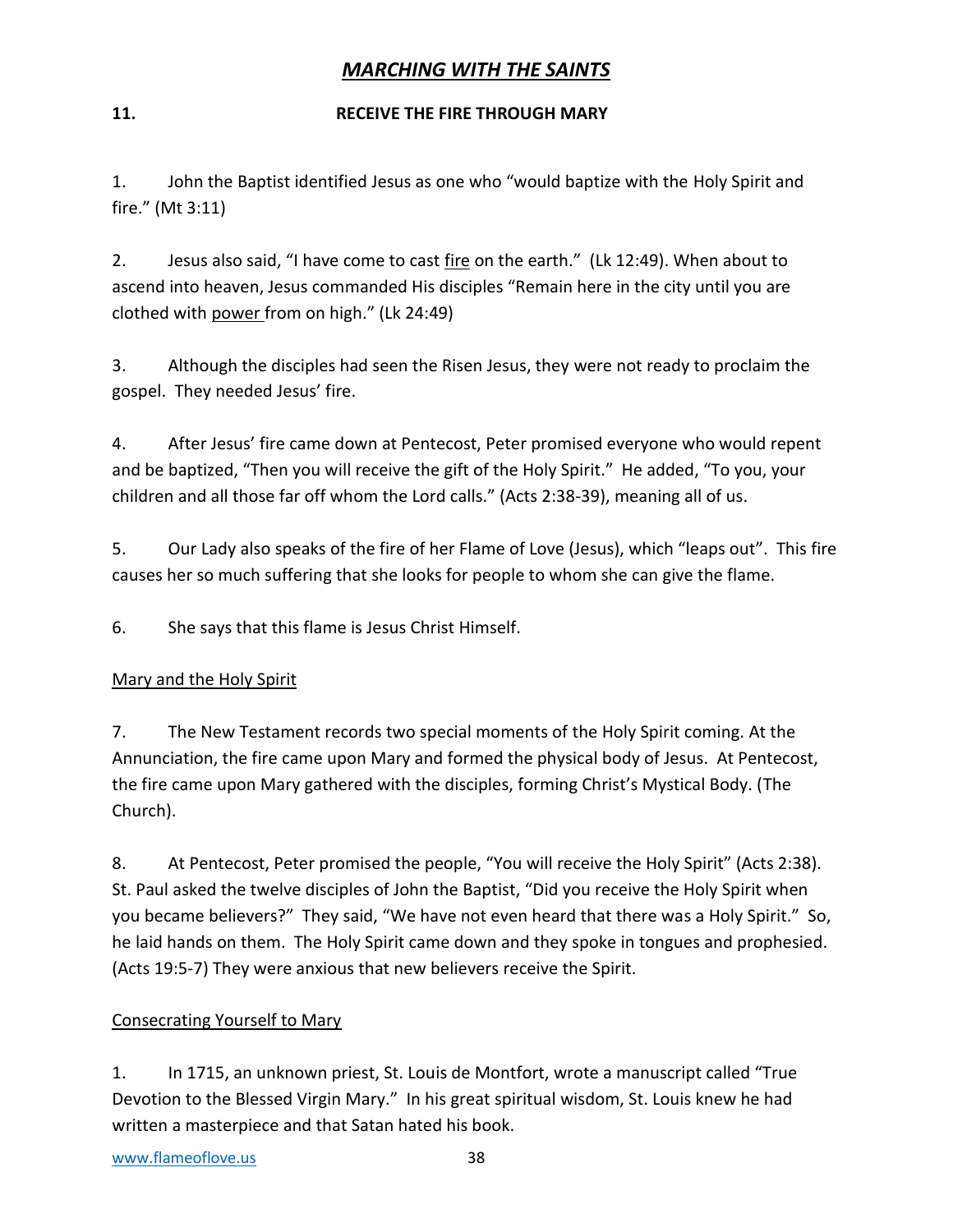# *MARCHING WITH THE SAINTS*

## 11. RECEIVE THE FIRE THROUGH MARY

1. John the Baptist identified Jesus as one who "would baptize with the Holy Spirit and fire." (Mt 3:11)

2. Jesus also said, "I have come to cast fire on the earth." (Lk 12:49). When about to ascend into heaven, Jesus commanded His disciples "Remain here in the city until you are clothed with power from on high." (Lk 24:49)

3. Although the disciples had seen the Risen Jesus, they were not ready to proclaim the gospel. They needed Jesus' fire.

4. After Jesus' fire came down at Pentecost, Peter promised everyone who would repent and be baptized, "Then you will receive the gift of the Holy Spirit." He added, "To you, your children and all those far off whom the Lord calls." (Acts 2:38-39), meaning all of us.

5. Our Lady also speaks of the fire of her Flame of Love (Jesus), which "leaps out". This fire causes her so much suffering that she looks for people to whom she can give the flame.

6. She says that this flame is Jesus Christ Himself.

### Mary and the Holy Spirit

7. The New Testament records two special moments of the Holy Spirit coming. At the Annunciation, the fire came upon Mary and formed the physical body of Jesus. At Pentecost, the fire came upon Mary gathered with the disciples, forming Christ's Mystical Body. (The Church).

8. At Pentecost, Peter promised the people, "You will receive the Holy Spirit" (Acts 2:38). St. Paul asked the twelve disciples of John the Baptist, "Did you receive the Holy Spirit when you became believers?" They said, "We have not even heard that there was a Holy Spirit." So, he laid hands on them. The Holy Spirit came down and they spoke in tongues and prophesied. (Acts 19:5-7) They were anxious that new believers receive the Spirit.

### Consecrating Yourself to Mary

1. In 1715, an unknown priest, St. Louis de Montfort, wrote a manuscript called "True Devotion to the Blessed Virgin Mary." In his great spiritual wisdom, St. Louis knew he had written a masterpiece and that Satan hated his book.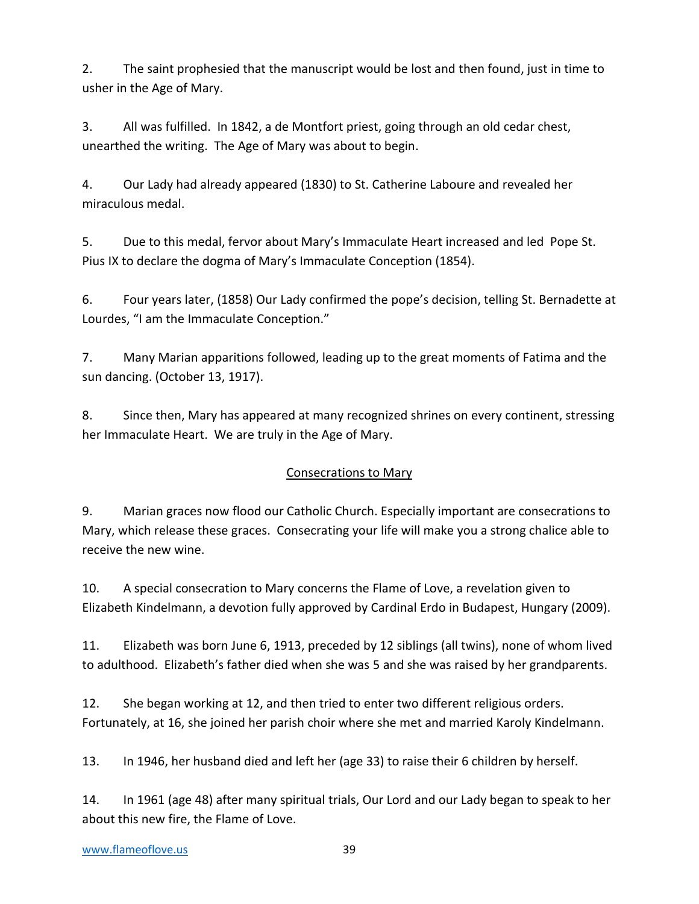2. The saint prophesied that the manuscript would be lost and then found, just in time to usher in the Age of Mary.

3. All was fulfilled. In 1842, a de Montfort priest, going through an old cedar chest, unearthed the writing. The Age of Mary was about to begin.

4. Our Lady had already appeared (1830) to St. Catherine Laboure and revealed her miraculous medal.

5. Due to this medal, fervor about Mary's Immaculate Heart increased and led Pope St. Pius IX to declare the dogma of Mary's Immaculate Conception (1854).

6. Four years later, (1858) Our Lady confirmed the pope's decision, telling St. Bernadette at Lourdes, "I am the Immaculate Conception."

7. Many Marian apparitions followed, leading up to the great moments of Fatima and the sun dancing. (October 13, 1917).

8. Since then, Mary has appeared at many recognized shrines on every continent, stressing her Immaculate Heart. We are truly in the Age of Mary.

## Consecrations to Mary

9. Marian graces now flood our Catholic Church. Especially important are consecrations to Mary, which release these graces. Consecrating your life will make you a strong chalice able to receive the new wine.

10. A special consecration to Mary concerns the Flame of Love, a revelation given to Elizabeth Kindelmann, a devotion fully approved by Cardinal Erdo in Budapest, Hungary (2009).

11. Elizabeth was born June 6, 1913, preceded by 12 siblings (all twins), none of whom lived to adulthood. Elizabeth's father died when she was 5 and she was raised by her grandparents.

12. She began working at 12, and then tried to enter two different religious orders. Fortunately, at 16, she joined her parish choir where she met and married Karoly Kindelmann.

13. In 1946, her husband died and left her (age 33) to raise their 6 children by herself.

14. In 1961 (age 48) after many spiritual trials, Our Lord and our Lady began to speak to her about this new fire, the Flame of Love.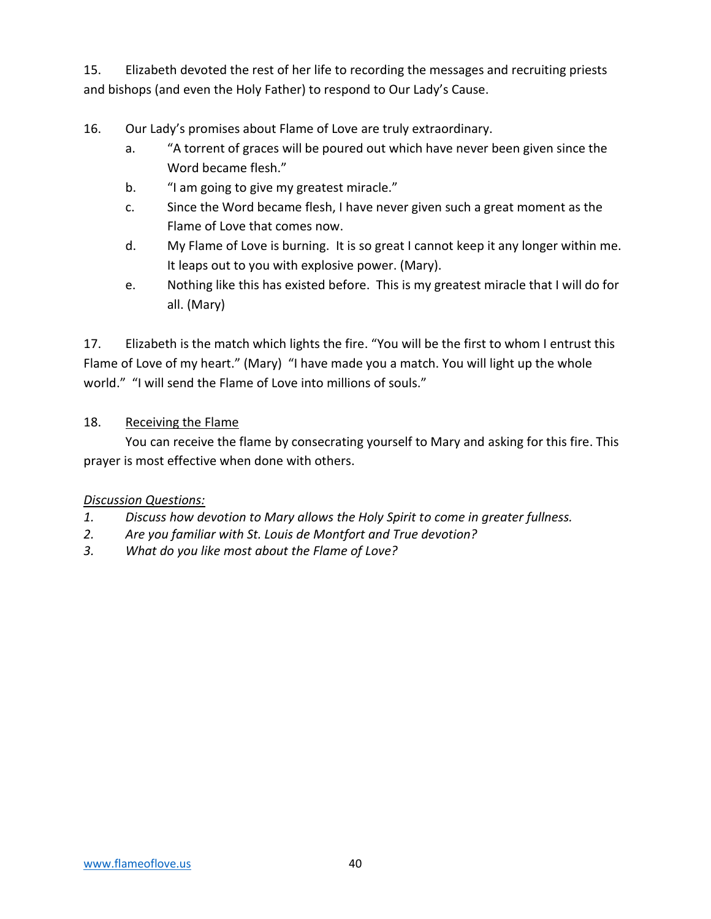15. Elizabeth devoted the rest of her life to recording the messages and recruiting priests and bishops (and even the Holy Father) to respond to Our Lady's Cause.

16. Our Lady's promises about Flame of Love are truly extraordinary.
    a. "A torrent of graces will be poured out which have never been given since the Word became flesh."
    b. "I am going to give my greatest miracle."
    c. Since the Word became flesh, I have never given such a great moment as the Flame of Love that comes now.
    d. My Flame of Love is burning. It is so great I cannot keep it any longer within me. It leaps out to you with explosive power. (Mary).
    e. Nothing like this has existed before. This is my greatest miracle that I will do for all. (Mary)

17. Elizabeth is the match which lights the fire. "You will be the first to whom I entrust this Flame of Love of my heart." (Mary) "I have made you a match. You will light up the whole world." "I will send the Flame of Love into millions of souls."

18. <u>Receiving the Flame</u>

You can receive the flame by consecrating yourself to Mary and asking for this fire. This prayer is most effective when done with others.

*<u>Discussion Questions:</u>*

1. *Discuss how devotion to Mary allows the Holy Spirit to come in greater fullness.*
2. *Are you familiar with St. Louis de Montfort and True devotion?*
3. *What do you like most about the Flame of Love?*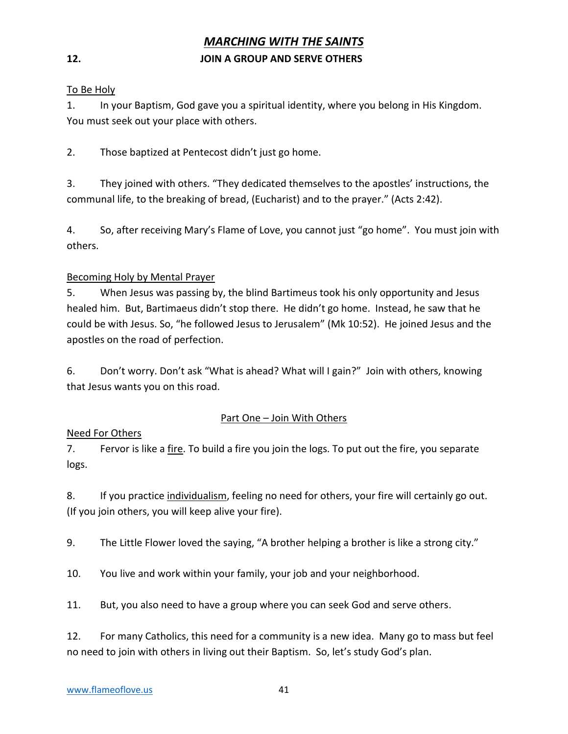# *MARCHING WITH THE SAINTS*

## 12. JOIN A GROUP AND SERVE OTHERS

To Be Holy

1. In your Baptism, God gave you a spiritual identity, where you belong in His Kingdom. You must seek out your place with others.

2. Those baptized at Pentecost didn't just go home.

3. They joined with others. "They dedicated themselves to the apostles' instructions, the communal life, to the breaking of bread, (Eucharist) and to the prayer." (Acts 2:42).

4. So, after receiving Mary's Flame of Love, you cannot just "go home". You must join with others.

Becoming Holy by Mental Prayer

5. When Jesus was passing by, the blind Bartimeus took his only opportunity and Jesus healed him. But, Bartimaeus didn't stop there. He didn't go home. Instead, he saw that he could be with Jesus. So, "he followed Jesus to Jerusalem" (Mk 10:52). He joined Jesus and the apostles on the road of perfection.

6. Don't worry. Don't ask "What is ahead? What will I gain?" Join with others, knowing that Jesus wants you on this road.

### Part One – Join With Others

Need For Others

7. Fervor is like a fire. To build a fire you join the logs. To put out the fire, you separate logs.

8. If you practice individualism, feeling no need for others, your fire will certainly go out. (If you join others, you will keep alive your fire).

9. The Little Flower loved the saying, "A brother helping a brother is like a strong city."

10. You live and work within your family, your job and your neighborhood.

11. But, you also need to have a group where you can seek God and serve others.

12. For many Catholics, this need for a community is a new idea. Many go to mass but feel no need to join with others in living out their Baptism. So, let's study God's plan.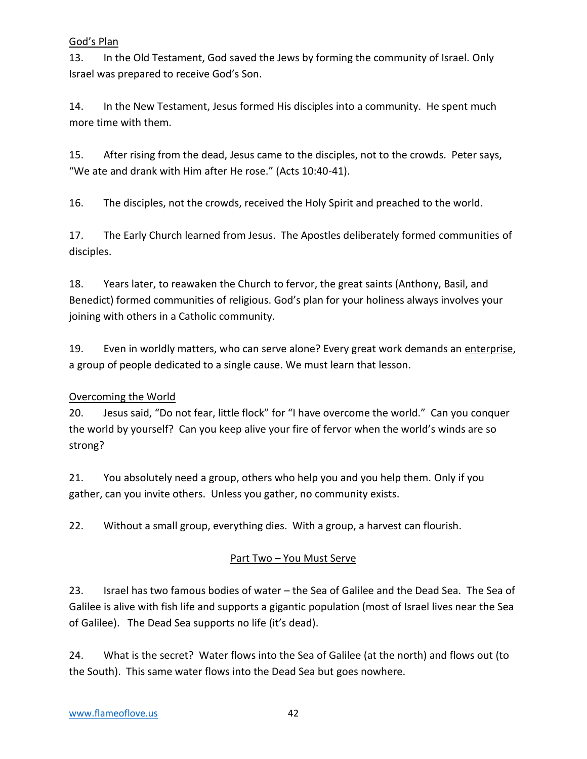God's Plan

13. In the Old Testament, God saved the Jews by forming the community of Israel. Only Israel was prepared to receive God's Son.

14. In the New Testament, Jesus formed His disciples into a community. He spent much more time with them.

15. After rising from the dead, Jesus came to the disciples, not to the crowds. Peter says, "We ate and drank with Him after He rose." (Acts 10:40-41).

16. The disciples, not the crowds, received the Holy Spirit and preached to the world.

17. The Early Church learned from Jesus. The Apostles deliberately formed communities of disciples.

18. Years later, to reawaken the Church to fervor, the great saints (Anthony, Basil, and Benedict) formed communities of religious. God's plan for your holiness always involves your joining with others in a Catholic community.

19. Even in worldly matters, who can serve alone? Every great work demands an enterprise, a group of people dedicated to a single cause. We must learn that lesson.

Overcoming the World

20. Jesus said, "Do not fear, little flock" for "I have overcome the world." Can you conquer the world by yourself? Can you keep alive your fire of fervor when the world's winds are so strong?

21. You absolutely need a group, others who help you and you help them. Only if you gather, can you invite others. Unless you gather, no community exists.

22. Without a small group, everything dies. With a group, a harvest can flourish.

## Part Two – You Must Serve

23. Israel has two famous bodies of water – the Sea of Galilee and the Dead Sea. The Sea of Galilee is alive with fish life and supports a gigantic population (most of Israel lives near the Sea of Galilee). The Dead Sea supports no life (it's dead).

24. What is the secret? Water flows into the Sea of Galilee (at the north) and flows out (to the South). This same water flows into the Dead Sea but goes nowhere.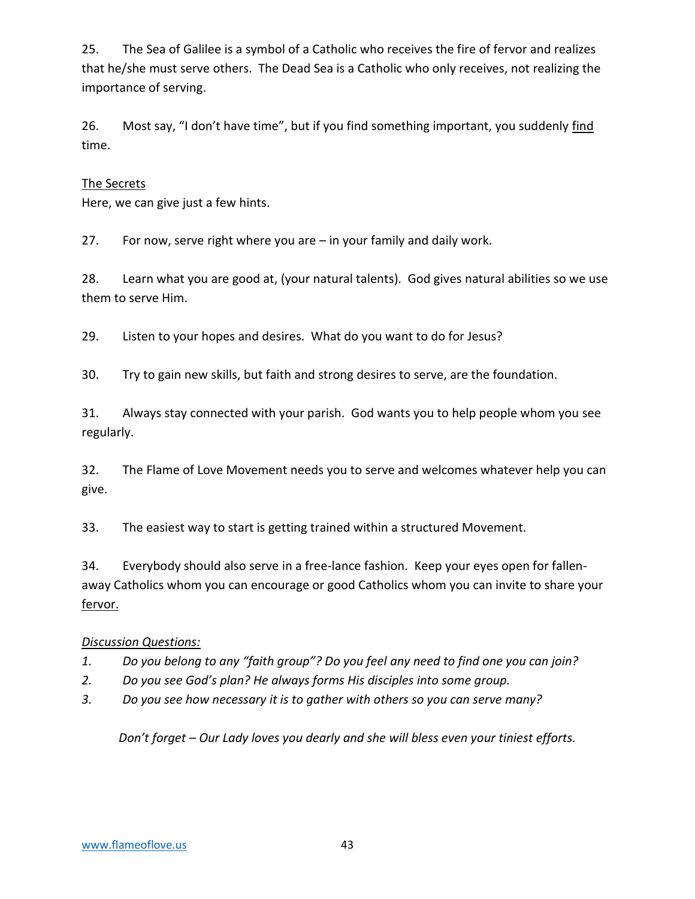25. The Sea of Galilee is a symbol of a Catholic who receives the fire of fervor and realizes that he/she must serve others. The Dead Sea is a Catholic who only receives, not realizing the importance of serving.

26. Most say, "I don't have time", but if you find something important, you suddenly find time.

The Secrets

Here, we can give just a few hints.

27. For now, serve right where you are – in your family and daily work.

28. Learn what you are good at, (your natural talents). God gives natural abilities so we use them to serve Him.

29. Listen to your hopes and desires. What do you want to do for Jesus?

30. Try to gain new skills, but faith and strong desires to serve, are the foundation.

31. Always stay connected with your parish. God wants you to help people whom you see regularly.

32. The Flame of Love Movement needs you to serve and welcomes whatever help you can give.

33. The easiest way to start is getting trained within a structured Movement.

34. Everybody should also serve in a free-lance fashion. Keep your eyes open for fallen-away Catholics whom you can encourage or good Catholics whom you can invite to share your fervor.

*Discussion Questions:*

1. *Do you belong to any "faith group"? Do you feel any need to find one you can join?*
2. *Do you see God's plan? He always forms His disciples into some group.*
3. *Do you see how necessary it is to gather with others so you can serve many?*

*Don't forget – Our Lady loves you dearly and she will bless even your tiniest efforts.*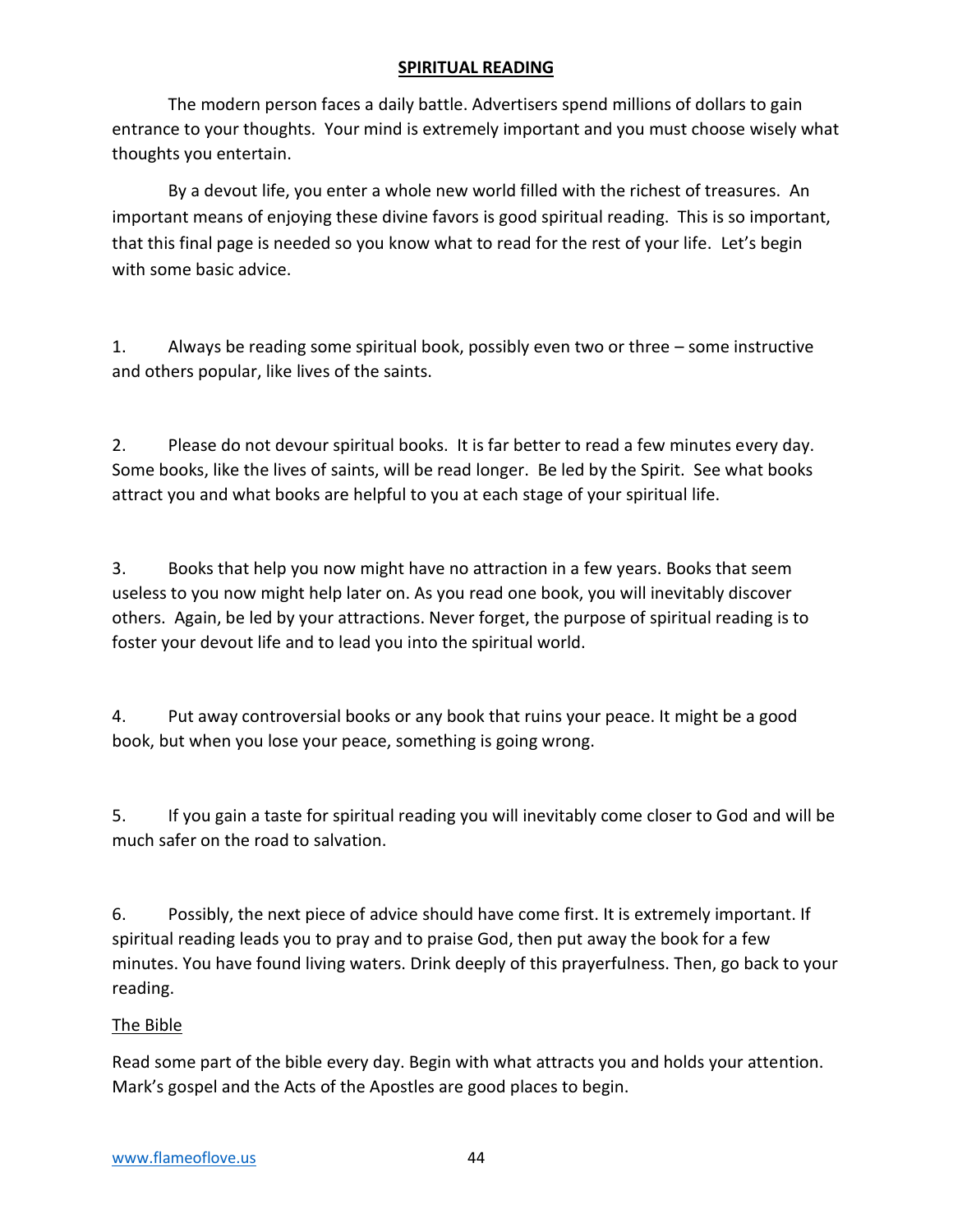## SPIRITUAL READING

The modern person faces a daily battle. Advertisers spend millions of dollars to gain entrance to your thoughts. Your mind is extremely important and you must choose wisely what thoughts you entertain.

By a devout life, you enter a whole new world filled with the richest of treasures. An important means of enjoying these divine favors is good spiritual reading. This is so important, that this final page is needed so you know what to read for the rest of your life. Let's begin with some basic advice.

1. Always be reading some spiritual book, possibly even two or three – some instructive and others popular, like lives of the saints.

2. Please do not devour spiritual books. It is far better to read a few minutes every day. Some books, like the lives of saints, will be read longer. Be led by the Spirit. See what books attract you and what books are helpful to you at each stage of your spiritual life.

3. Books that help you now might have no attraction in a few years. Books that seem useless to you now might help later on. As you read one book, you will inevitably discover others. Again, be led by your attractions. Never forget, the purpose of spiritual reading is to foster your devout life and to lead you into the spiritual world.

4. Put away controversial books or any book that ruins your peace. It might be a good book, but when you lose your peace, something is going wrong.

5. If you gain a taste for spiritual reading you will inevitably come closer to God and will be much safer on the road to salvation.

6. Possibly, the next piece of advice should have come first. It is extremely important. If spiritual reading leads you to pray and to praise God, then put away the book for a few minutes. You have found living waters. Drink deeply of this prayerfulness. Then, go back to your reading.

### The Bible

Read some part of the bible every day. Begin with what attracts you and holds your attention. Mark's gospel and the Acts of the Apostles are good places to begin.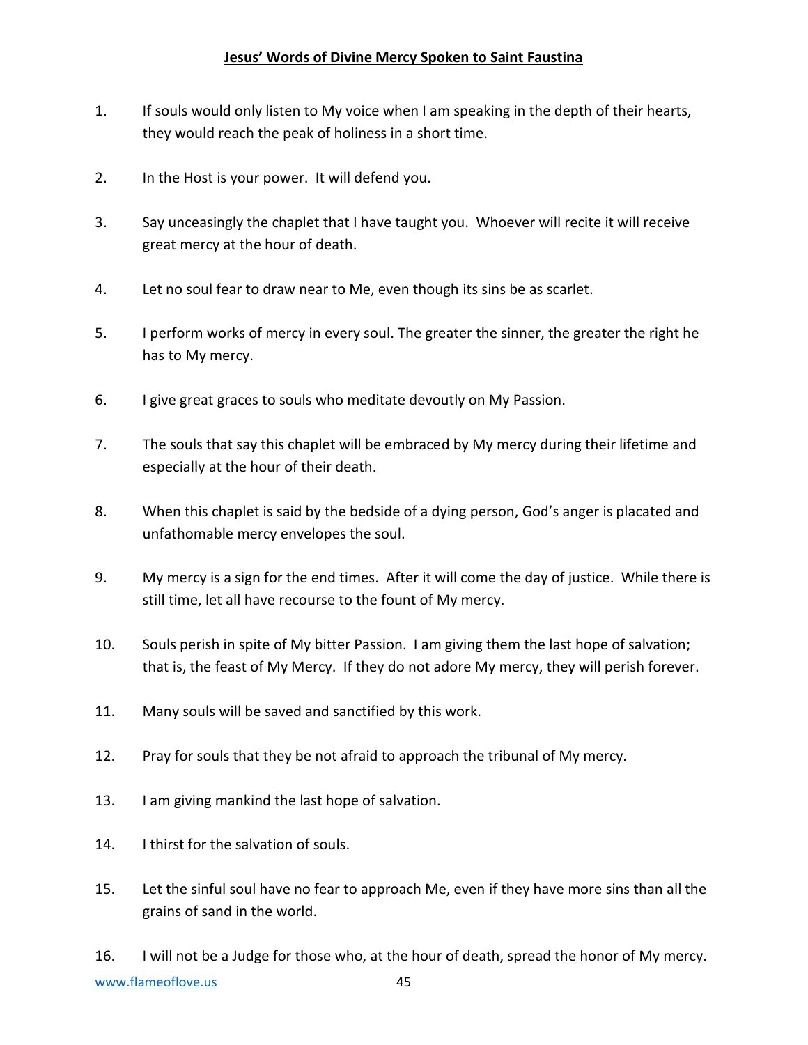# Jesus' Words of Divine Mercy Spoken to Saint Faustina

1. If souls would only listen to My voice when I am speaking in the depth of their hearts, they would reach the peak of holiness in a short time.

2. In the Host is your power. It will defend you.

3. Say unceasingly the chaplet that I have taught you. Whoever will recite it will receive great mercy at the hour of death.

4. Let no soul fear to draw near to Me, even though its sins be as scarlet.

5. I perform works of mercy in every soul. The greater the sinner, the greater the right he has to My mercy.

6. I give great graces to souls who meditate devoutly on My Passion.

7. The souls that say this chaplet will be embraced by My mercy during their lifetime and especially at the hour of their death.

8. When this chaplet is said by the bedside of a dying person, God's anger is placated and unfathomable mercy envelopes the soul.

9. My mercy is a sign for the end times. After it will come the day of justice. While there is still time, let all have recourse to the fount of My mercy.

10. Souls perish in spite of My bitter Passion. I am giving them the last hope of salvation; that is, the feast of My Mercy. If they do not adore My mercy, they will perish forever.

11. Many souls will be saved and sanctified by this work.

12. Pray for souls that they be not afraid to approach the tribunal of My mercy.

13. I am giving mankind the last hope of salvation.

14. I thirst for the salvation of souls.

15. Let the sinful soul have no fear to approach Me, even if they have more sins than all the grains of sand in the world.

16. I will not be a Judge for those who, at the hour of death, spread the honor of My mercy.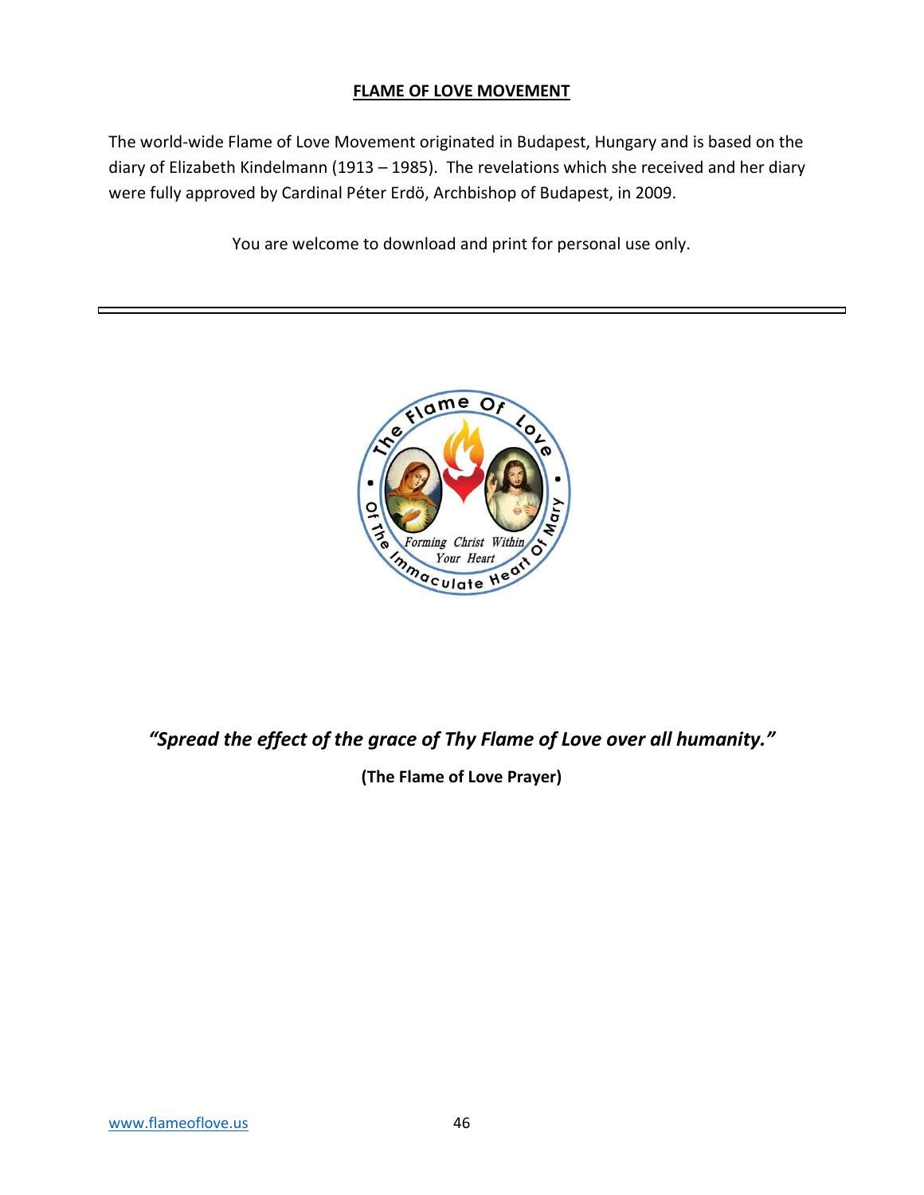## FLAME OF LOVE MOVEMENT

The world-wide Flame of Love Movement originated in Budapest, Hungary and is based on the diary of Elizabeth Kindelmann (1913 – 1985). The revelations which she received and her diary were fully approved by Cardinal Péter Erdö, Archbishop of Budapest, in 2009.

You are welcome to download and print for personal use only.

---

***"Spread the effect of the grace of Thy Flame of Love over all humanity."***

**(The Flame of Love Prayer)**

www.flameoflove.us